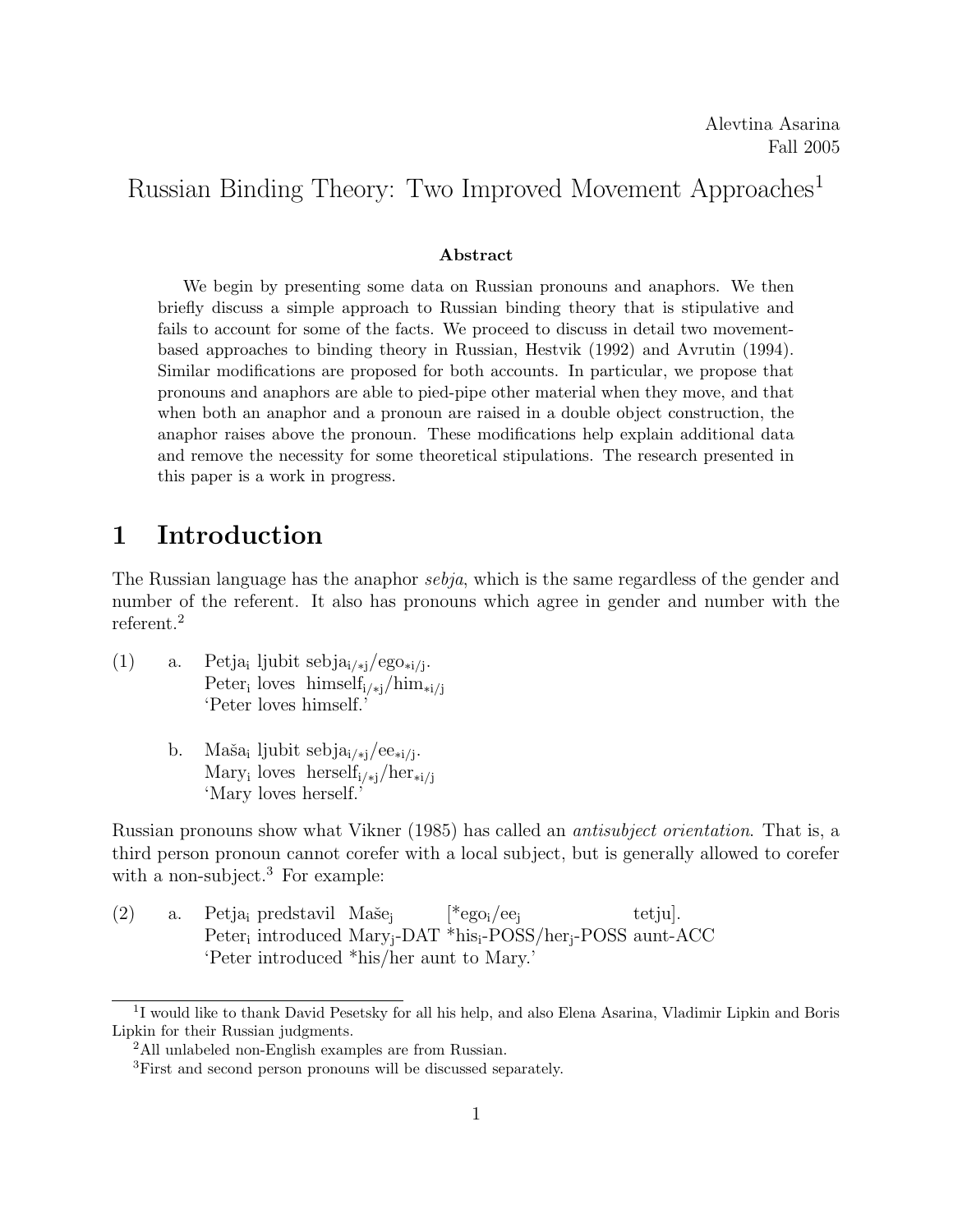Alevtina Asarina
Fall 2005

# Russian Binding Theory: Two Improved Movement Approaches[1]

**Abstract**

We begin by presenting some data on Russian pronouns and anaphors. We then briefly discuss a simple approach to Russian binding theory that is stipulative and fails to account for some of the facts. We proceed to discuss in detail two movement-based approaches to binding theory in Russian, Hestvik (1992) and Avrutin (1994). Similar modifications are proposed for both accounts. In particular, we propose that pronouns and anaphors are able to pied-pipe other material when they move, and that when both an anaphor and a pronoun are raised in a double object construction, the anaphor raises above the pronoun. These modifications help explain additional data and remove the necessity for some theoretical stipulations. The research presented in this paper is a work in progress.

## 1 Introduction

The Russian language has the anaphor *sebja*, which is the same regardless of the gender and number of the referent. It also has pronouns which agree in gender and number with the referent.[2]

(1) a. Petja$_i$ ljubit sebja$_{i/*j}$/ego$_{*i/j}$.
Peter$_i$ loves himself$_{i/*j}$/him$_{*i/j}$
'Peter loves himself.'

b. Maša$_i$ ljubit sebja$_{i/*j}$/ee$_{*i/j}$.
Mary$_i$ loves herself$_{i/*j}$/her$_{*i/j}$
'Mary loves herself.'

Russian pronouns show what Vikner (1985) has called an *antisubject orientation*. That is, a third person pronoun cannot corefer with a local subject, but is generally allowed to corefer with a non-subject.[3] For example:

(2) a. Petja$_i$ predstavil Maše$_j$ [*ego$_i$/ee$_j$ tetju].
Peter$_i$ introduced Mary$_j$-DAT *his$_i$-POSS/her$_j$-POSS aunt-ACC
'Peter introduced *his/her aunt to Mary.'

---

[1] I would like to thank David Pesetsky for all his help, and also Elena Asarina, Vladimir Lipkin and Boris Lipkin for their Russian judgments.

[2] All unlabeled non-English examples are from Russian.

[3] First and second person pronouns will be discussed separately.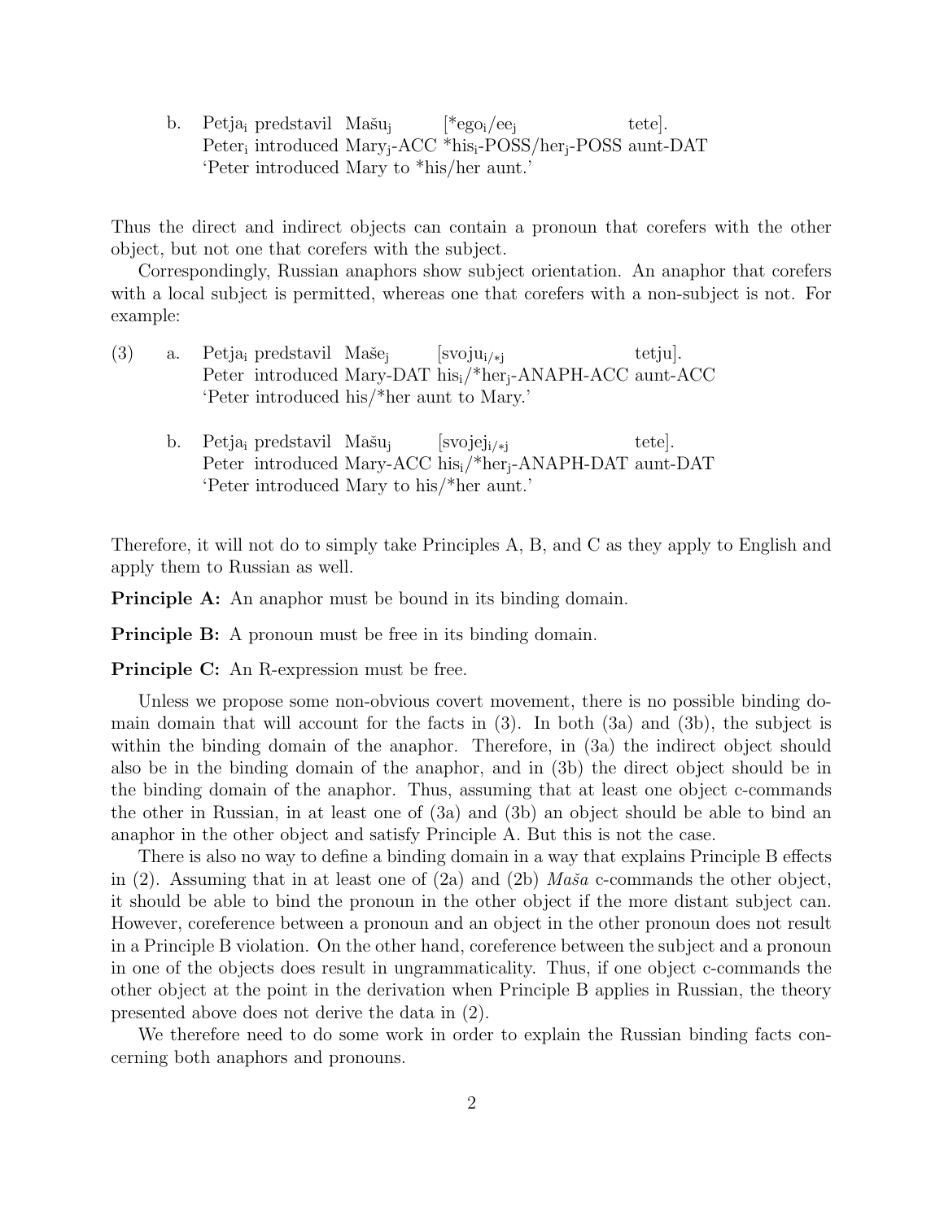b. Petja$_i$ predstavil Mašu$_j$ [*ego$_i$/ee$_j$ tete].
   Peter$_i$ introduced Mary$_j$-ACC *his$_i$-POSS/her$_j$-POSS aunt-DAT
   'Peter introduced Mary to *his/her aunt.'

Thus the direct and indirect objects can contain a pronoun that corefers with the other object, but not one that corefers with the subject.

Correspondingly, Russian anaphors show subject orientation. An anaphor that corefers with a local subject is permitted, whereas one that corefers with a non-subject is not. For example:

(3) a. Petja$_i$ predstavil Maše$_j$ [svoju$_{i/*j}$ tetju].
   Peter introduced Mary-DAT his$_i$/*her$_j$-ANAPH-ACC aunt-ACC
   'Peter introduced his/*her aunt to Mary.'

b. Petja$_i$ predstavil Mašu$_j$ [svojej$_{i/*j}$ tete].
   Peter introduced Mary-ACC his$_i$/*her$_j$-ANAPH-DAT aunt-DAT
   'Peter introduced Mary to his/*her aunt.'

Therefore, it will not do to simply take Principles A, B, and C as they apply to English and apply them to Russian as well.

**Principle A:** An anaphor must be bound in its binding domain.

**Principle B:** A pronoun must be free in its binding domain.

**Principle C:** An R-expression must be free.

Unless we propose some non-obvious covert movement, there is no possible binding domain domain that will account for the facts in (3). In both (3a) and (3b), the subject is within the binding domain of the anaphor. Therefore, in (3a) the indirect object should also be in the binding domain of the anaphor, and in (3b) the direct object should be in the binding domain of the anaphor. Thus, assuming that at least one object c-commands the other in Russian, in at least one of (3a) and (3b) an object should be able to bind an anaphor in the other object and satisfy Principle A. But this is not the case.

There is also no way to define a binding domain in a way that explains Principle B effects in (2). Assuming that in at least one of (2a) and (2b) *Maša* c-commands the other object, it should be able to bind the pronoun in the other object if the more distant subject can. However, coreference between a pronoun and an object in the other pronoun does not result in a Principle B violation. On the other hand, coreference between the subject and a pronoun in one of the objects does result in ungrammaticality. Thus, if one object c-commands the other object at the point in the derivation when Principle B applies in Russian, the theory presented above does not derive the data in (2).

We therefore need to do some work in order to explain the Russian binding facts concerning both anaphors and pronouns.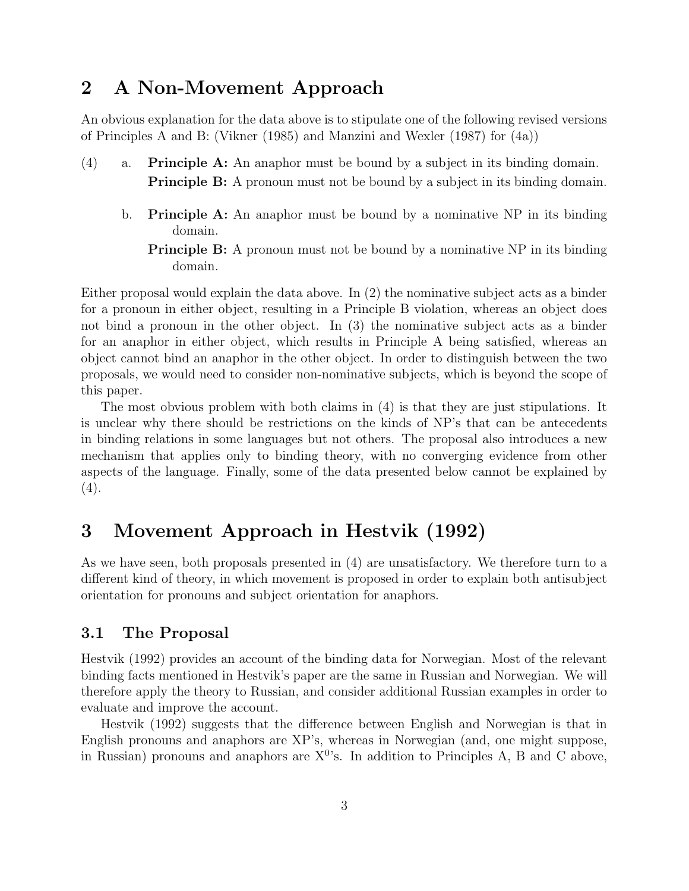## 2 A Non-Movement Approach

An obvious explanation for the data above is to stipulate one of the following revised versions of Principles A and B: (Vikner (1985) and Manzini and Wexler (1987) for (4a))

(4) a. **Principle A:** An anaphor must be bound by a subject in its binding domain.
**Principle B:** A pronoun must not be bound by a subject in its binding domain.

b. **Principle A:** An anaphor must be bound by a nominative NP in its binding domain.
**Principle B:** A pronoun must not be bound by a nominative NP in its binding domain.

Either proposal would explain the data above. In (2) the nominative subject acts as a binder for a pronoun in either object, resulting in a Principle B violation, whereas an object does not bind a pronoun in the other object. In (3) the nominative subject acts as a binder for an anaphor in either object, which results in Principle A being satisfied, whereas an object cannot bind an anaphor in the other object. In order to distinguish between the two proposals, we would need to consider non-nominative subjects, which is beyond the scope of this paper.

The most obvious problem with both claims in (4) is that they are just stipulations. It is unclear why there should be restrictions on the kinds of NP's that can be antecedents in binding relations in some languages but not others. The proposal also introduces a new mechanism that applies only to binding theory, with no converging evidence from other aspects of the language. Finally, some of the data presented below cannot be explained by (4).

## 3 Movement Approach in Hestvik (1992)

As we have seen, both proposals presented in (4) are unsatisfactory. We therefore turn to a different kind of theory, in which movement is proposed in order to explain both antisubject orientation for pronouns and subject orientation for anaphors.

### 3.1 The Proposal

Hestvik (1992) provides an account of the binding data for Norwegian. Most of the relevant binding facts mentioned in Hestvik's paper are the same in Russian and Norwegian. We will therefore apply the theory to Russian, and consider additional Russian examples in order to evaluate and improve the account.

Hestvik (1992) suggests that the difference between English and Norwegian is that in English pronouns and anaphors are XP's, whereas in Norwegian (and, one might suppose, in Russian) pronouns and anaphors are $X^0$'s. In addition to Principles A, B and C above,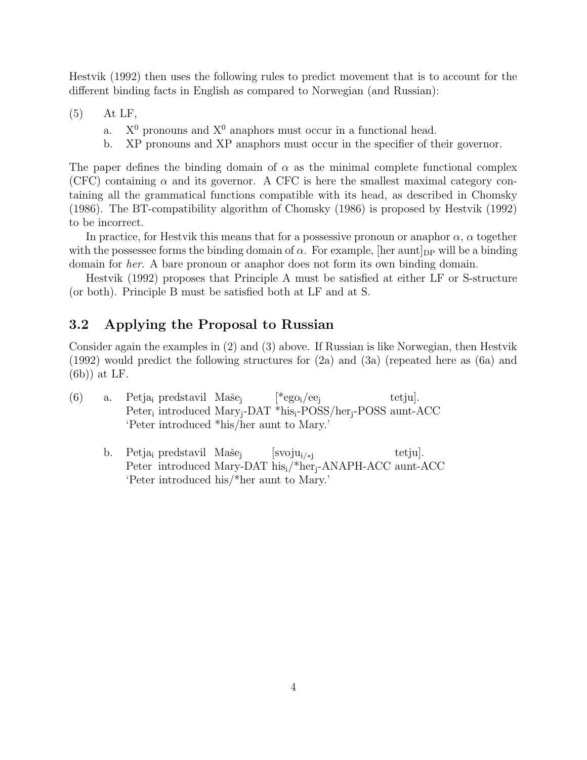Hestvik (1992) then uses the following rules to predict movement that is to account for the different binding facts in English as compared to Norwegian (and Russian):

(5) At LF,

  a. $X^0$ pronouns and $X^0$ anaphors must occur in a functional head.

  b. XP pronouns and XP anaphors must occur in the specifier of their governor.

The paper defines the binding domain of $\alpha$ as the minimal complete functional complex (CFC) containing $\alpha$ and its governor. A CFC is here the smallest maximal category containing all the grammatical functions compatible with its head, as described in Chomsky (1986). The BT-compatibility algorithm of Chomsky (1986) is proposed by Hestvik (1992) to be incorrect.

In practice, for Hestvik this means that for a possessive pronoun or anaphor $\alpha$, $\alpha$ together with the possessee forms the binding domain of $\alpha$. For example, $[\text{her aunt}]_{\text{DP}}$ will be a binding domain for *her*. A bare pronoun or anaphor does not form its own binding domain.

Hestvik (1992) proposes that Principle A must be satisfied at either LF or S-structure (or both). Principle B must be satisfied both at LF and at S.

## 3.2 Applying the Proposal to Russian

Consider again the examples in (2) and (3) above. If Russian is like Norwegian, then Hestvik (1992) would predict the following structures for (2a) and (3a) (repeated here as (6a) and (6b)) at LF.

(6) a. Petja$_i$ predstavil Maše$_j$ [*ego$_i$/ee$_j$ tetju].
  Peter$_i$ introduced Mary$_j$-DAT *his$_i$-POSS/her$_j$-POSS aunt-ACC
  'Peter introduced *his/her aunt to Mary.'

  b. Petja$_i$ predstavil Maše$_j$ [svoju$_{i/*j}$ tetju].
  Peter introduced Mary-DAT his$_i$/*her$_j$-ANAPH-ACC aunt-ACC
  'Peter introduced his/*her aunt to Mary.'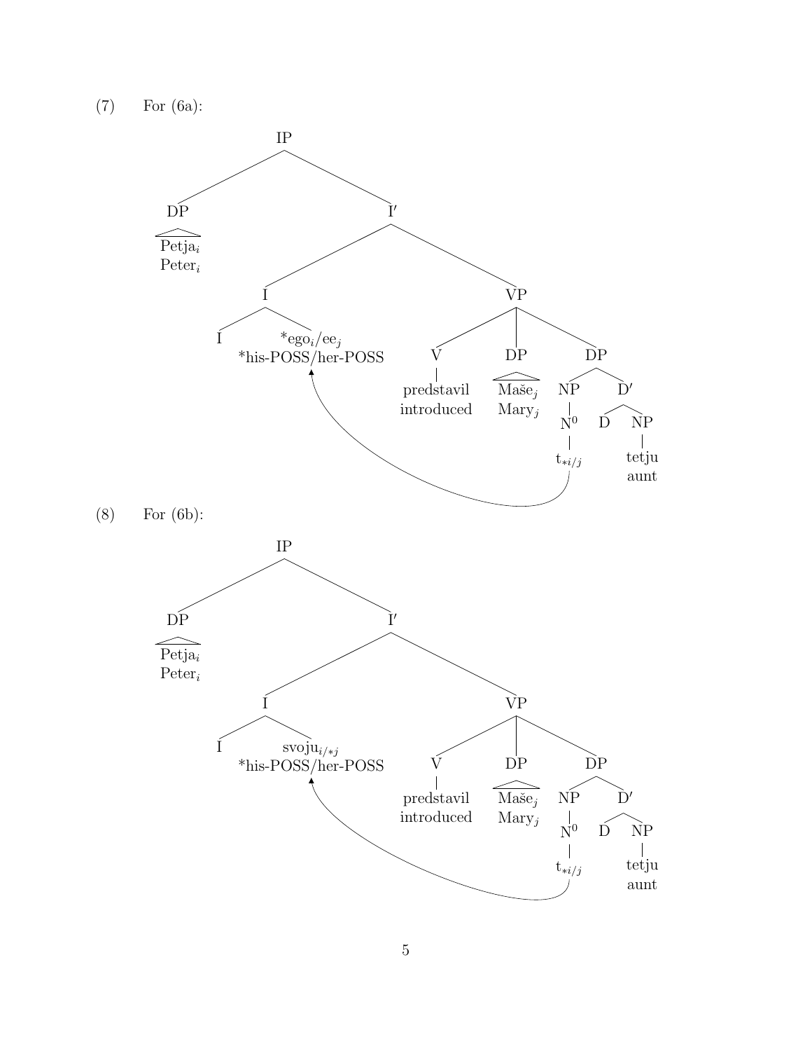(7) For (6a):

```
IP
├── DP
│   └── Petja_i
│       Peter_i
└── I′
    ├── I
    │   ├── I
    │   └── *ego_i/ee_j
    │       *his-POSS/her-POSS   ←──────────────┐
    └── VP                                       │
        ├── V                                    │
        │   └── predstavil                       │
        │       introduced                       │
        ├── DP                                   │
        │   └── Maše_j                           │
        │       Mary_j                           │
        └── DP                                   │
            ├── NP                               │
            │   └── N⁰                           │
            │       └── t_{*i/j} ────────────────┘
            └── D′
                ├── D
                └── NP
                    └── tetju
                        aunt
```

(8) For (6b):

```
IP
├── DP
│   └── Petja_i
│       Peter_i
└── I′
    ├── I
    │   ├── I
    │   └── svoju_{i/*j}
    │       *his-POSS/her-POSS   ←──────────────┐
    └── VP                                       │
        ├── V                                    │
        │   └── predstavil                       │
        │       introduced                       │
        ├── DP                                   │
        │   └── Maše_j                           │
        │       Mary_j                           │
        └── DP                                   │
            ├── NP                               │
            │   └── N⁰                           │
            │       └── t_{*i/j} ────────────────┘
            └── D′
                ├── D
                └── NP
                    └── tetju
                        aunt
```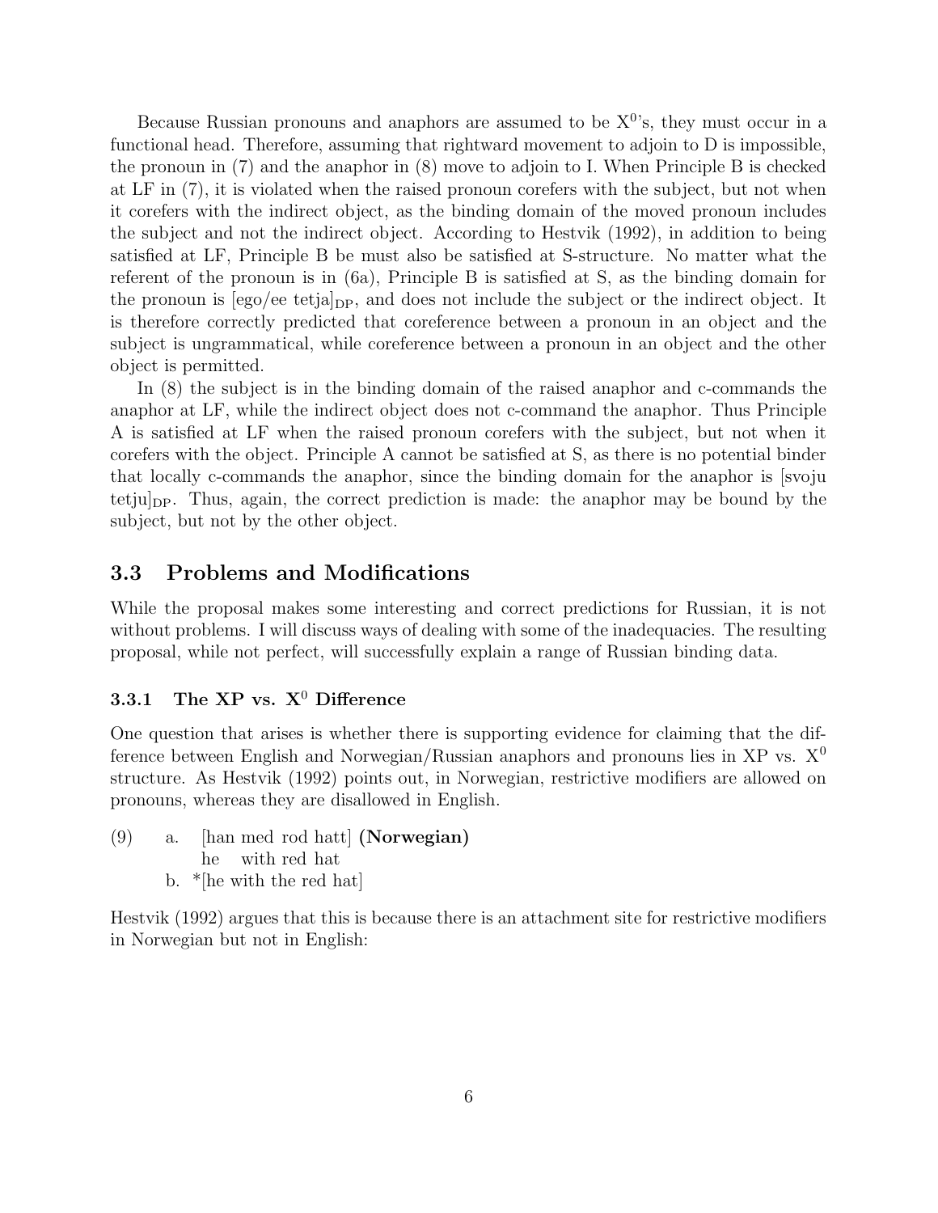Because Russian pronouns and anaphors are assumed to be $X^0$'s, they must occur in a functional head. Therefore, assuming that rightward movement to adjoin to D is impossible, the pronoun in (7) and the anaphor in (8) move to adjoin to I. When Principle B is checked at LF in (7), it is violated when the raised pronoun corefers with the subject, but not when it corefers with the indirect object, as the binding domain of the moved pronoun includes the subject and not the indirect object. According to Hestvik (1992), in addition to being satisfied at LF, Principle B be must also be satisfied at S-structure. No matter what the referent of the pronoun is in (6a), Principle B is satisfied at S, as the binding domain for the pronoun is $[\text{ego/ee tetja}]_{DP}$, and does not include the subject or the indirect object. It is therefore correctly predicted that coreference between a pronoun in an object and the subject is ungrammatical, while coreference between a pronoun in an object and the other object is permitted.

In (8) the subject is in the binding domain of the raised anaphor and c-commands the anaphor at LF, while the indirect object does not c-command the anaphor. Thus Principle A is satisfied at LF when the raised pronoun corefers with the subject, but not when it corefers with the object. Principle A cannot be satisfied at S, as there is no potential binder that locally c-commands the anaphor, since the binding domain for the anaphor is $[\text{svoju tetju}]_{DP}$. Thus, again, the correct prediction is made: the anaphor may be bound by the subject, but not by the other object.

## 3.3 Problems and Modifications

While the proposal makes some interesting and correct predictions for Russian, it is not without problems. I will discuss ways of dealing with some of the inadequacies. The resulting proposal, while not perfect, will successfully explain a range of Russian binding data.

### 3.3.1 The XP vs. $X^0$ Difference

One question that arises is whether there is supporting evidence for claiming that the difference between English and Norwegian/Russian anaphors and pronouns lies in XP vs. $X^0$ structure. As Hestvik (1992) points out, in Norwegian, restrictive modifiers are allowed on pronouns, whereas they are disallowed in English.

(9) a. [han med rod hatt] **(Norwegian)**
   he with red hat
 b. *[he with the red hat]

Hestvik (1992) argues that this is because there is an attachment site for restrictive modifiers in Norwegian but not in English: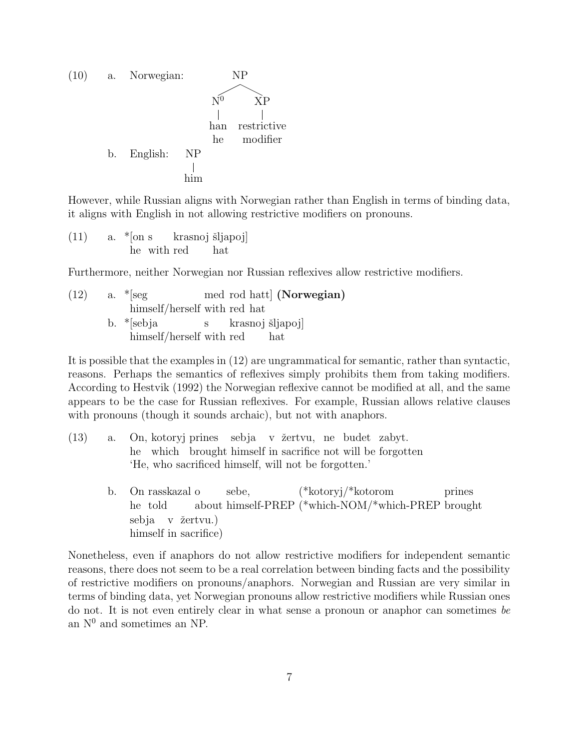(10) a. Norwegian:

```
        NP
       /  \
     N⁰    XP
     |      |
    han   restrictive
    he     modifier
```

b. English:

```
   NP
   |
  him
```

However, while Russian aligns with Norwegian rather than English in terms of binding data, it aligns with English in not allowing restrictive modifiers on pronouns.

(11) a. *[on s krasnoj šljapoj]
he with red hat

Furthermore, neither Norwegian nor Russian reflexives allow restrictive modifiers.

(12) a. *[seg med rod hatt] **(Norwegian)**
himself/herself with red hat

b. *[sebja s krasnoj šljapoj]
himself/herself with red hat

It is possible that the examples in (12) are ungrammatical for semantic, rather than syntactic, reasons. Perhaps the semantics of reflexives simply prohibits them from taking modifiers. According to Hestvik (1992) the Norwegian reflexive cannot be modified at all, and the same appears to be the case for Russian reflexives. For example, Russian allows relative clauses with pronouns (though it sounds archaic), but not with anaphors.

(13) a. On, kotoryj prines sebja v žertvu, ne budet zabyt.
he which brought himself in sacrifice not will be forgotten
'He, who sacrificed himself, will not be forgotten.'

b. On rasskazal o sebe, (*kotoryj/*kotorom prines sebja v žertvu.)
he told about himself-PREP (*which-NOM/*which-PREP brought himself in sacrifice)

Nonetheless, even if anaphors do not allow restrictive modifiers for independent semantic reasons, there does not seem to be a real correlation between binding facts and the possibility of restrictive modifiers on pronouns/anaphors. Norwegian and Russian are very similar in terms of binding data, yet Norwegian pronouns allow restrictive modifiers while Russian ones do not. It is not even entirely clear in what sense a pronoun or anaphor can sometimes *be* an $N^0$ and sometimes an NP.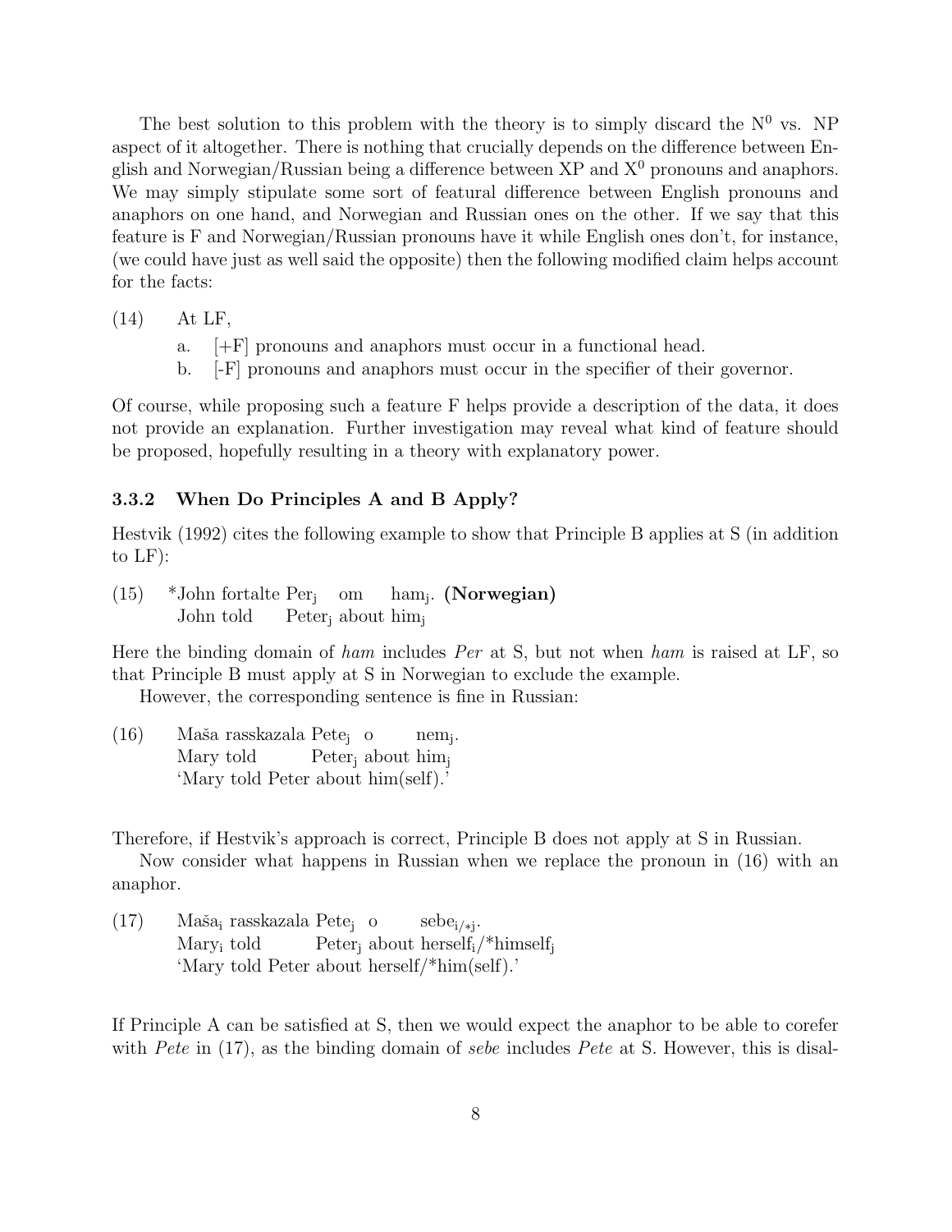The best solution to this problem with the theory is to simply discard the $N^0$ vs. NP aspect of it altogether. There is nothing that crucially depends on the difference between English and Norwegian/Russian being a difference between XP and $X^0$ pronouns and anaphors. We may simply stipulate some sort of featural difference between English pronouns and anaphors on one hand, and Norwegian and Russian ones on the other. If we say that this feature is F and Norwegian/Russian pronouns have it while English ones don't, for instance, (we could have just as well said the opposite) then the following modified claim helps account for the facts:

(14) At LF,

a. [+F] pronouns and anaphors must occur in a functional head.

b. [-F] pronouns and anaphors must occur in the specifier of their governor.

Of course, while proposing such a feature F helps provide a description of the data, it does not provide an explanation. Further investigation may reveal what kind of feature should be proposed, hopefully resulting in a theory with explanatory power.

### 3.3.2 When Do Principles A and B Apply?

Hestvik (1992) cites the following example to show that Principle B applies at S (in addition to LF):

(15) *John fortalte $\text{Per}_j$ om $\text{ham}_j$. **(Norwegian)**
John told $\text{Peter}_j$ about $\text{him}_j$

Here the binding domain of *ham* includes *Per* at S, but not when *ham* is raised at LF, so that Principle B must apply at S in Norwegian to exclude the example.

However, the corresponding sentence is fine in Russian:

(16) Maša rasskazala $\text{Pete}_j$ o $\text{nem}_j$.
Mary told $\text{Peter}_j$ about $\text{him}_j$
'Mary told Peter about him(self).'

Therefore, if Hestvik's approach is correct, Principle B does not apply at S in Russian.

Now consider what happens in Russian when we replace the pronoun in (16) with an anaphor.

(17) $\text{Maša}_i$ rasskazala $\text{Pete}_j$ o $\text{sebe}_{i/*j}$.
$\text{Mary}_i$ told $\text{Peter}_j$ about $\text{herself}_i$/*$\text{himself}_j$
'Mary told Peter about herself/*him(self).'

If Principle A can be satisfied at S, then we would expect the anaphor to be able to corefer with *Pete* in (17), as the binding domain of *sebe* includes *Pete* at S. However, this is disal-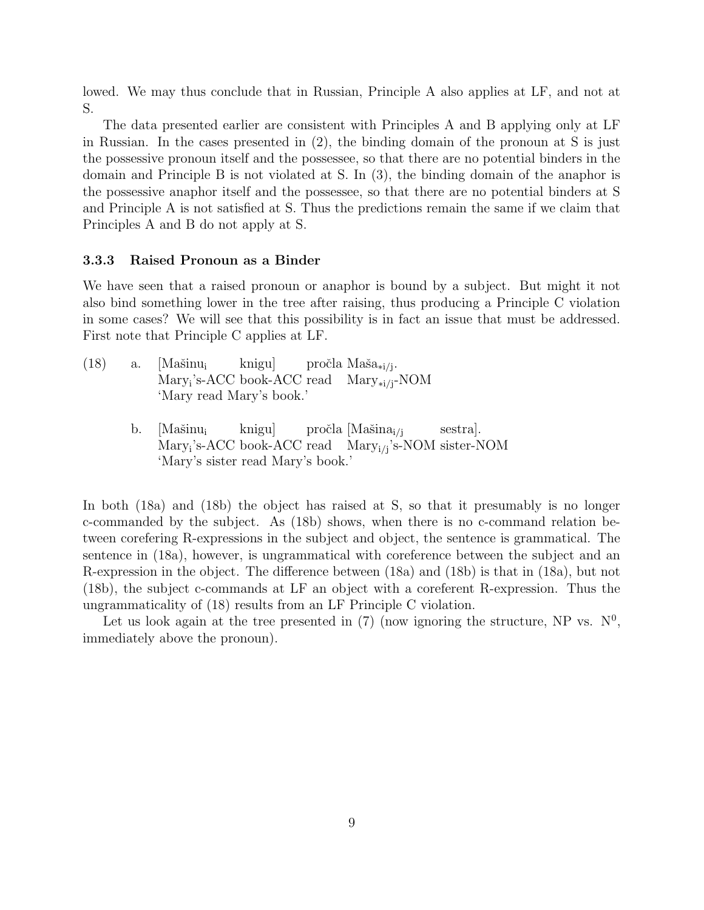lowed. We may thus conclude that in Russian, Principle A also applies at LF, and not at S.

The data presented earlier are consistent with Principles A and B applying only at LF in Russian. In the cases presented in (2), the binding domain of the pronoun at S is just the possessive pronoun itself and the possessee, so that there are no potential binders in the domain and Principle B is not violated at S. In (3), the binding domain of the anaphor is the possessive anaphor itself and the possessee, so that there are no potential binders at S and Principle A is not satisfied at S. Thus the predictions remain the same if we claim that Principles A and B do not apply at S.

### 3.3.3 Raised Pronoun as a Binder

We have seen that a raised pronoun or anaphor is bound by a subject. But might it not also bind something lower in the tree after raising, thus producing a Principle C violation in some cases? We will see that this possibility is in fact an issue that must be addressed. First note that Principle C applies at LF.

(18) a. [Mašinu$_i$ knigu] pročla Maša$_{*i/j}$.
Mary$_i$'s-ACC book-ACC read Mary$_{*i/j}$-NOM
'Mary read Mary's book.'

b. [Mašinu$_i$ knigu] pročla [Mašina$_{i/j}$ sestra].
Mary$_i$'s-ACC book-ACC read Mary$_{i/j}$'s-NOM sister-NOM
'Mary's sister read Mary's book.'

In both (18a) and (18b) the object has raised at S, so that it presumably is no longer c-commanded by the subject. As (18b) shows, when there is no c-command relation between corefering R-expressions in the subject and object, the sentence is grammatical. The sentence in (18a), however, is ungrammatical with coreference between the subject and an R-expression in the object. The difference between (18a) and (18b) is that in (18a), but not (18b), the subject c-commands at LF an object with a coreferent R-expression. Thus the ungrammaticality of (18) results from an LF Principle C violation.

Let us look again at the tree presented in (7) (now ignoring the structure, NP vs. $N^0$, immediately above the pronoun).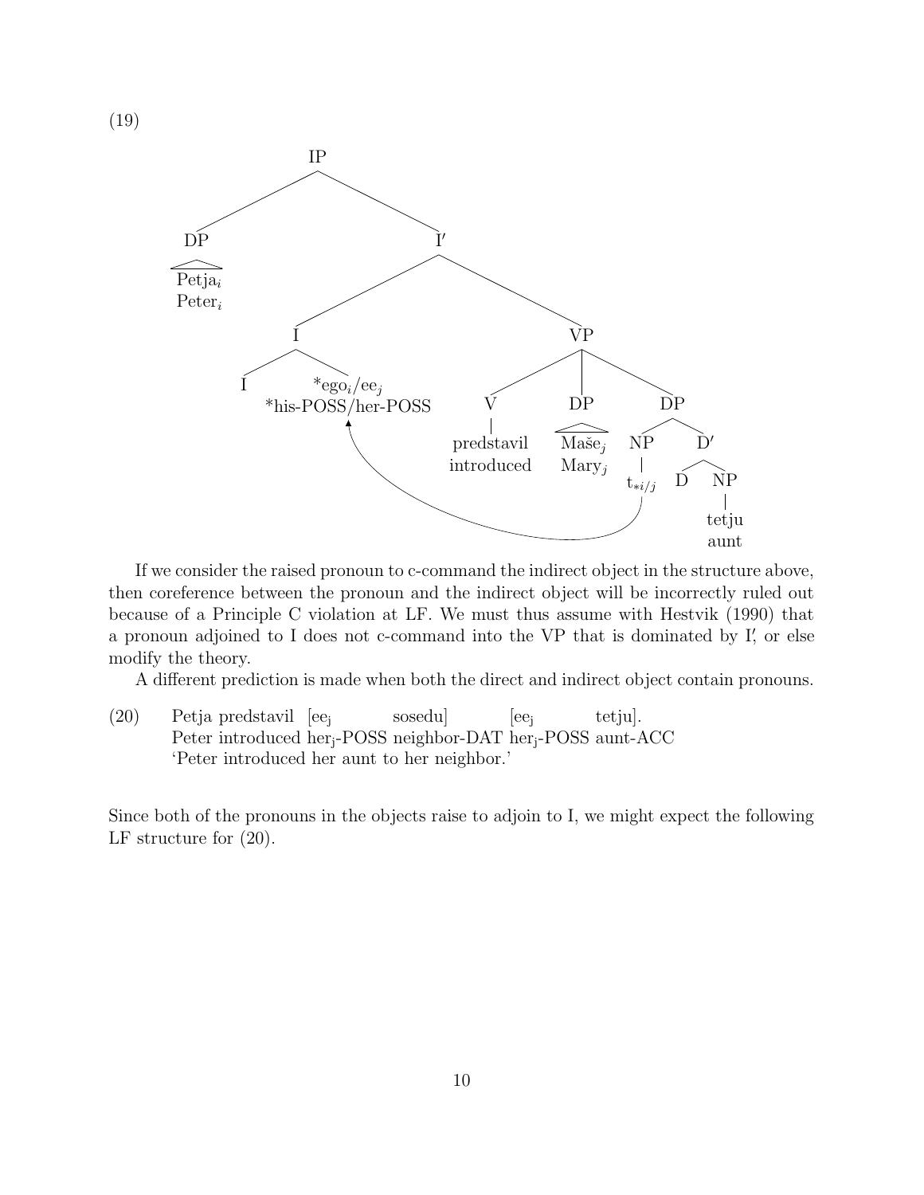(19)

```
                IP
               /  \
             DP    I′
             |    /   \
        Petja_i  I      VP
        Peter_i / \    / |  \
               I  *ego_i/ee_j   V    DP     DP
                  *his-POSS/her-POSS |    |     /  \
                          predstavil Maše_j NP    D′
                          introduced Mary_j |    / \
                                       t_{*i/j} D   NP
                                                    |
                                                   tetju
                                                   aunt
```

If we consider the raised pronoun to c-command the indirect object in the structure above, then coreference between the pronoun and the indirect object will be incorrectly ruled out because of a Principle C violation at LF. We must thus assume with Hestvik (1990) that a pronoun adjoined to I does not c-command into the VP that is dominated by I′, or else modify the theory.

A different prediction is made when both the direct and indirect object contain pronouns.

(20) Petja predstavil [ee$_j$ sosedu] [ee$_j$ tetju].
Peter introduced her$_j$-POSS neighbor-DAT her$_j$-POSS aunt-ACC
'Peter introduced her aunt to her neighbor.'

Since both of the pronouns in the objects raise to adjoin to I, we might expect the following LF structure for (20).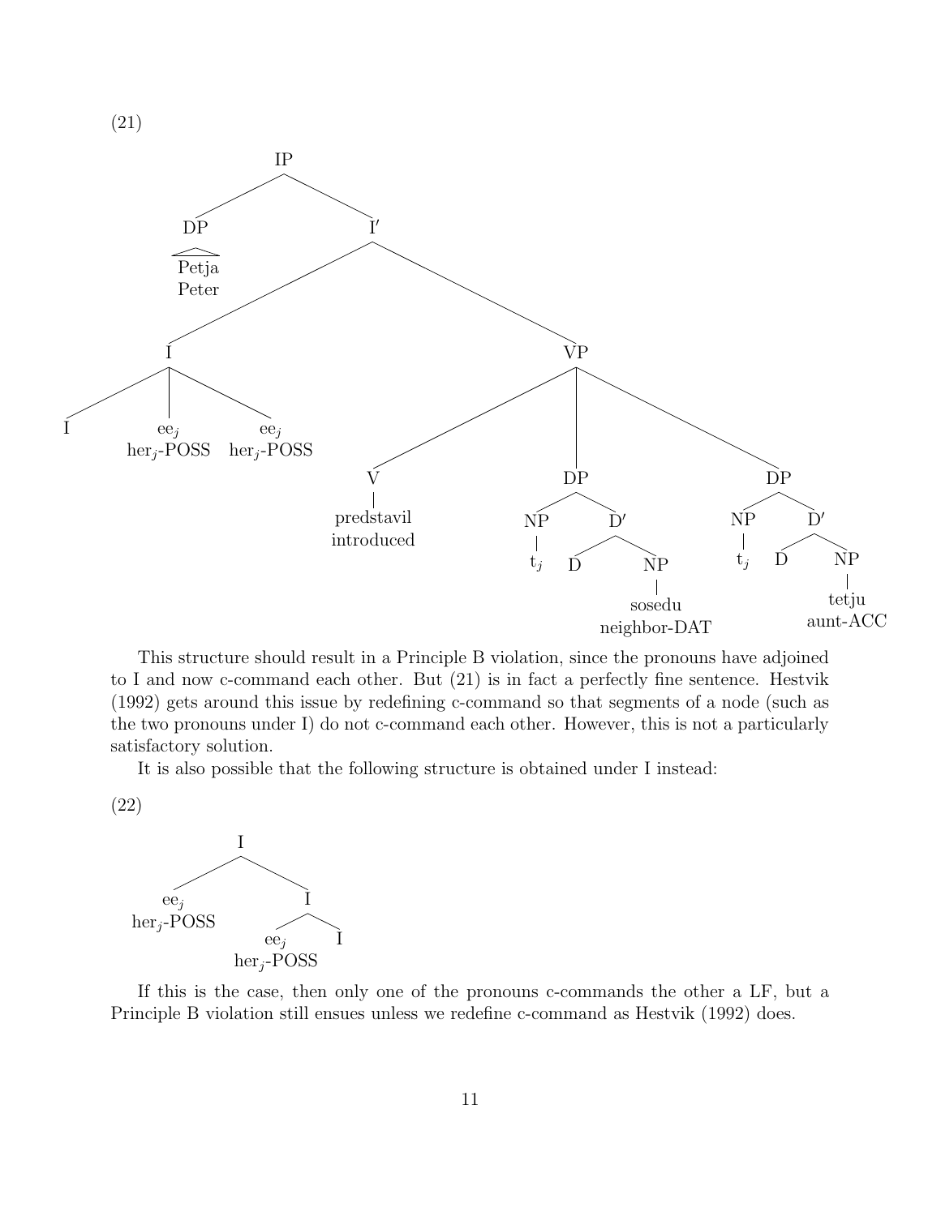(21)

```
IP
├── DP
│   └── Petja
│       Peter
└── I′
    ├── I
    │   ├── I
    │   ├── ee_j
    │   │   her_j-POSS
    │   └── ee_j
    │       her_j-POSS
    └── VP
        ├── V
        │   └── predstavil
        │       introduced
        ├── DP
        │   ├── NP
        │   │   └── t_j
        │   └── D′
        │       ├── D
        │       └── NP
        │           └── sosedu
        │               neighbor-DAT
        └── DP
            ├── NP
            │   └── t_j
            └── D′
                ├── D
                └── NP
                    └── tetju
                        aunt-ACC
```

This structure should result in a Principle B violation, since the pronouns have adjoined to I and now c-command each other. But (21) is in fact a perfectly fine sentence. Hestvik (1992) gets around this issue by redefining c-command so that segments of a node (such as the two pronouns under I) do not c-command each other. However, this is not a particularly satisfactory solution.

It is also possible that the following structure is obtained under I instead:

(22)

```
I
├── ee_j
│   her_j-POSS
└── I
    ├── ee_j
    │   her_j-POSS
    └── I
```

If this is the case, then only one of the pronouns c-commands the other a LF, but a Principle B violation still ensues unless we redefine c-command as Hestvik (1992) does.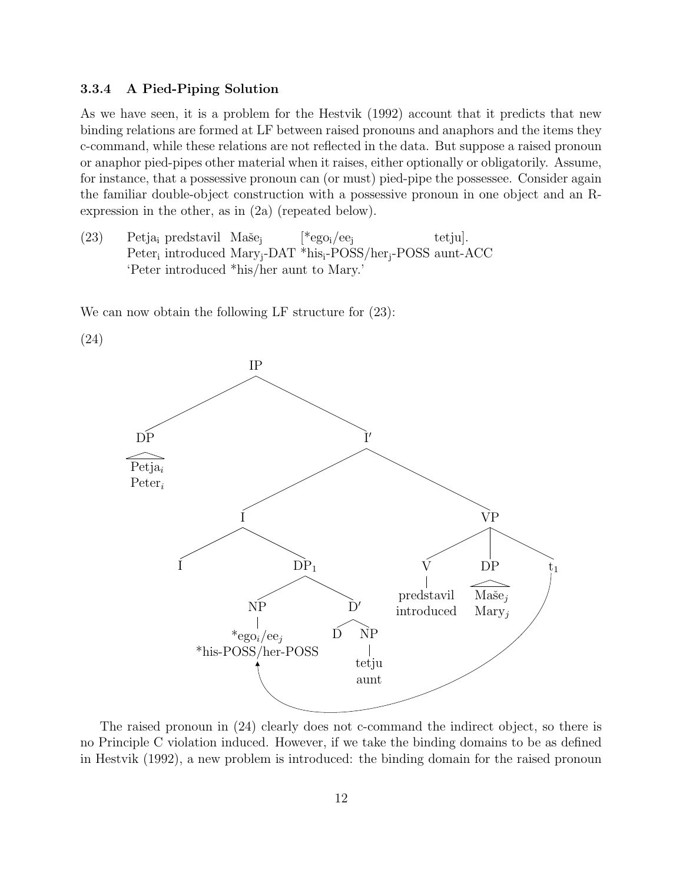### 3.3.4 A Pied-Piping Solution

As we have seen, it is a problem for the Hestvik (1992) account that it predicts that new binding relations are formed at LF between raised pronouns and anaphors and the items they c-command, while these relations are not reflected in the data. But suppose a raised pronoun or anaphor pied-pipes other material when it raises, either optionally or obligatorily. Assume, for instance, that a possessive pronoun can (or must) pied-pipe the possessee. Consider again the familiar double-object construction with a possessive pronoun in one object and an R-expression in the other, as in (2a) (repeated below).

(23) Petja$_i$ predstavil Maše$_j$ [*ego$_i$/ee$_j$ tetju].
Peter$_i$ introduced Mary$_j$-DAT *his$_i$-POSS/her$_j$-POSS aunt-ACC
'Peter introduced *his/her aunt to Mary.'

We can now obtain the following LF structure for (23):

(24)

```
[IP [DP Petja_i / Peter_i]
    [I′ [I I [DP_1 [NP *ego_i/ee_j  *his-POSS/her-POSS] [D′ D [NP tetju aunt]]]]
        [VP [V predstavil introduced] [DP Maše_j Mary_j] t_1]]]
```

(t$_1$ is linked by an arrow to the raised DP$_1$.)

The raised pronoun in (24) clearly does not c-command the indirect object, so there is no Principle C violation induced. However, if we take the binding domains to be as defined in Hestvik (1992), a new problem is introduced: the binding domain for the raised pronoun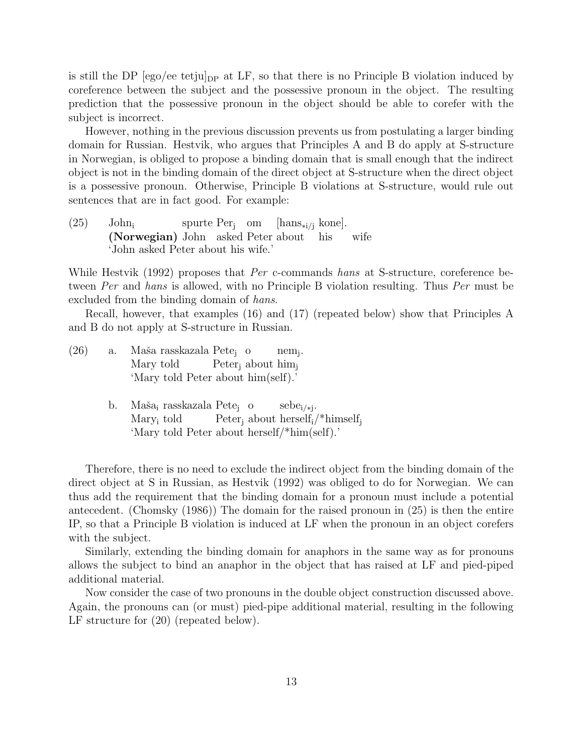is still the DP [ego/ee tetju]$_{\text{DP}}$ at LF, so that there is no Principle B violation induced by coreference between the subject and the possessive pronoun in the object. The resulting prediction that the possessive pronoun in the object should be able to corefer with the subject is incorrect.

However, nothing in the previous discussion prevents us from postulating a larger binding domain for Russian. Hestvik, who argues that Principles A and B do apply at S-structure in Norwegian, is obliged to propose a binding domain that is small enough that the indirect object is not in the binding domain of the direct object at S-structure when the direct object is a possessive pronoun. Otherwise, Principle B violations at S-structure, would rule out sentences that are in fact good. For example:

(25) John$_i$ spurte Per$_j$ om [hans$_{*i/j}$ kone].
**(Norwegian)** John asked Peter about his wife
'John asked Peter about his wife.'

While Hestvik (1992) proposes that *Per* c-commands *hans* at S-structure, coreference between *Per* and *hans* is allowed, with no Principle B violation resulting. Thus *Per* must be excluded from the binding domain of *hans*.

Recall, however, that examples (16) and (17) (repeated below) show that Principles A and B do not apply at S-structure in Russian.

(26) a. Maša rasskazala Pete$_j$ o nem$_j$.
Mary told Peter$_j$ about him$_j$
'Mary told Peter about him(self).'

b. Maša$_i$ rasskazala Pete$_j$ o sebe$_{i/*j}$.
Mary$_i$ told Peter$_j$ about herself$_i$/*himself$_j$
'Mary told Peter about herself/*him(self).'

Therefore, there is no need to exclude the indirect object from the binding domain of the direct object at S in Russian, as Hestvik (1992) was obliged to do for Norwegian. We can thus add the requirement that the binding domain for a pronoun must include a potential antecedent. (Chomsky (1986)) The domain for the raised pronoun in (25) is then the entire IP, so that a Principle B violation is induced at LF when the pronoun in an object corefers with the subject.

Similarly, extending the binding domain for anaphors in the same way as for pronouns allows the subject to bind an anaphor in the object that has raised at LF and pied-piped additional material.

Now consider the case of two pronouns in the double object construction discussed above. Again, the pronouns can (or must) pied-pipe additional material, resulting in the following LF structure for (20) (repeated below).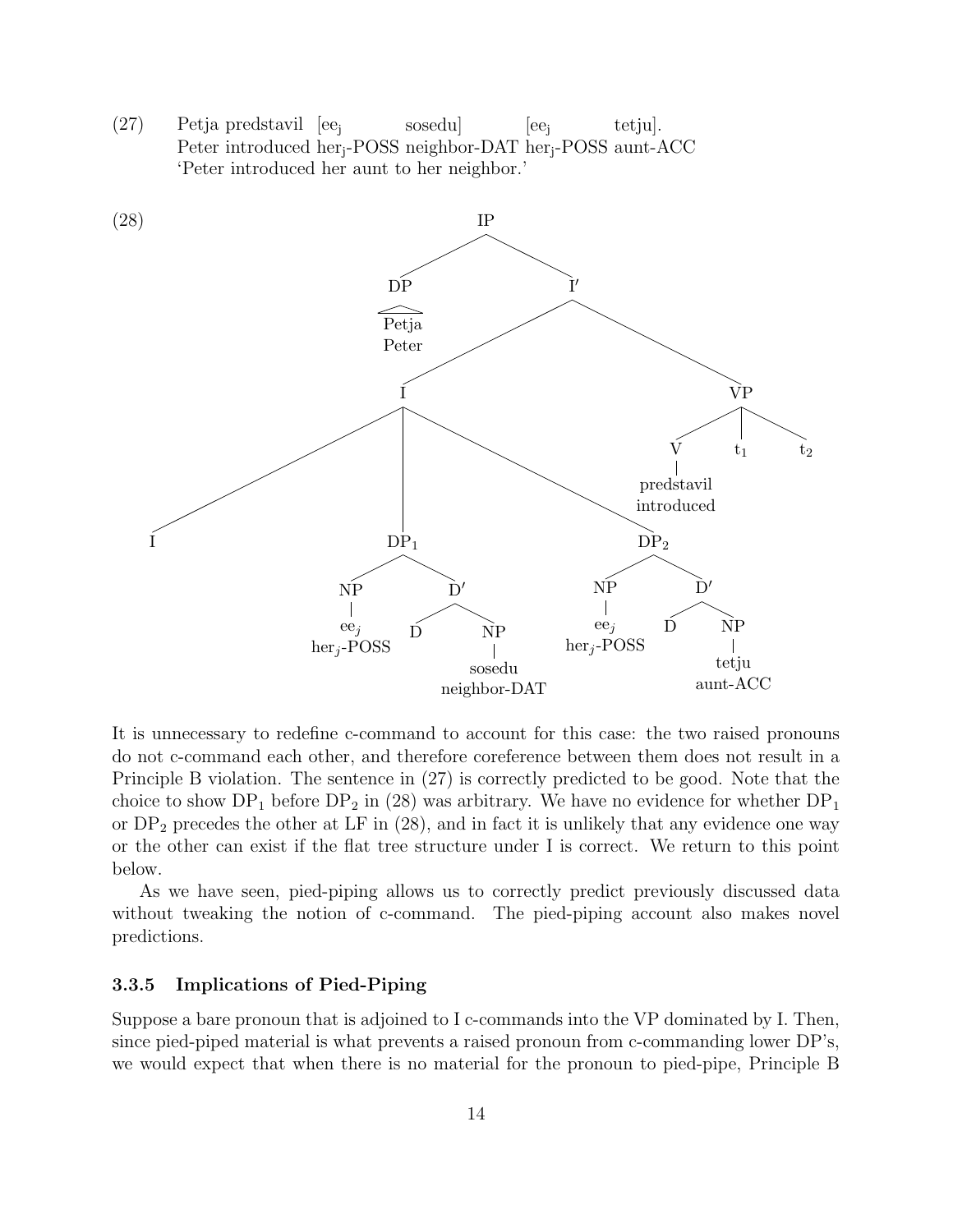(27) Petja predstavil [ee$_j$ sosedu] [ee$_j$ tetju].
Peter introduced her$_j$-POSS neighbor-DAT her$_j$-POSS aunt-ACC
'Peter introduced her aunt to her neighbor.'

(28)

```
[IP [DP Petja/Peter]
    [I′ [I [I]
           [DP1 [NP ee_j her_j-POSS] [D′ [D] [NP sosedu neighbor-DAT]]]
           [DP2 [NP ee_j her_j-POSS] [D′ [D] [NP tetju aunt-ACC]]]]
        [VP [V predstavil introduced] t1 t2]]]
```

It is unnecessary to redefine c-command to account for this case: the two raised pronouns do not c-command each other, and therefore coreference between them does not result in a Principle B violation. The sentence in (27) is correctly predicted to be good. Note that the choice to show $DP_1$ before $DP_2$ in (28) was arbitrary. We have no evidence for whether $DP_1$ or $DP_2$ precedes the other at LF in (28), and in fact it is unlikely that any evidence one way or the other can exist if the flat tree structure under I is correct. We return to this point below.

As we have seen, pied-piping allows us to correctly predict previously discussed data without tweaking the notion of c-command. The pied-piping account also makes novel predictions.

### 3.3.5 Implications of Pied-Piping

Suppose a bare pronoun that is adjoined to I c-commands into the VP dominated by I. Then, since pied-piped material is what prevents a raised pronoun from c-commanding lower DP's, we would expect that when there is no material for the pronoun to pied-pipe, Principle B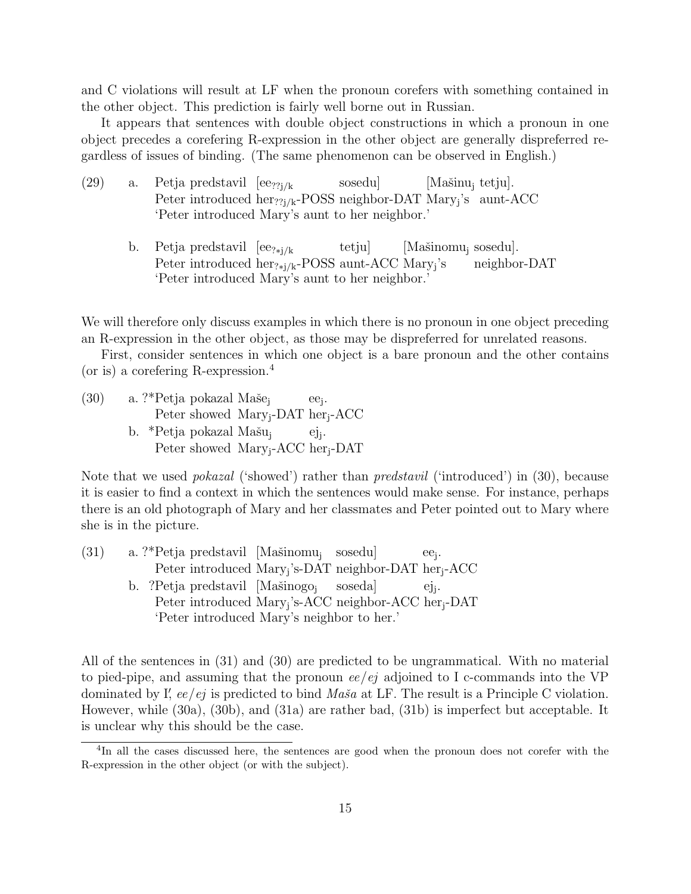and C violations will result at LF when the pronoun corefers with something contained in the other object. This prediction is fairly well borne out in Russian.

It appears that sentences with double object constructions in which a pronoun in one object precedes a corefering R-expression in the other object are generally dispreferred regardless of issues of binding. (The same phenomenon can be observed in English.)

(29) a. Petja predstavil [$ee_{??j/k}$ sosedu] [Mašinu$_j$ tetju].
    Peter introduced her$_{??j/k}$-POSS neighbor-DAT Mary$_j$'s aunt-ACC
    'Peter introduced Mary's aunt to her neighbor.'

  b. Petja predstavil [$ee_{?*j/k}$ tetju] [Mašinomu$_j$ sosedu].
    Peter introduced her$_{?*j/k}$-POSS aunt-ACC Mary$_j$'s neighbor-DAT
    'Peter introduced Mary's aunt to her neighbor.'

We will therefore only discuss examples in which there is no pronoun in one object preceding an R-expression in the other object, as those may be dispreferred for unrelated reasons.

First, consider sentences in which one object is a bare pronoun and the other contains (or is) a corefering R-expression.[4]

(30) a. ?*Petja pokazal Maše$_j$ $ee_j$.
    Peter showed Mary$_j$-DAT her$_j$-ACC

  b. *Petja pokazal Mašu$_j$ $ej_j$.
    Peter showed Mary$_j$-ACC her$_j$-DAT

Note that we used *pokazal* ('showed') rather than *predstavil* ('introduced') in (30), because it is easier to find a context in which the sentences would make sense. For instance, perhaps there is an old photograph of Mary and her classmates and Peter pointed out to Mary where she is in the picture.

(31) a. ?*Petja predstavil [Mašinomu$_j$ sosedu] $ee_j$.
    Peter introduced Mary$_j$'s-DAT neighbor-DAT her$_j$-ACC

  b. ?Petja predstavil [Mašinogo$_j$ soseda] $ej_j$.
    Peter introduced Mary$_j$'s-ACC neighbor-ACC her$_j$-DAT
    'Peter introduced Mary's neighbor to her.'

All of the sentences in (31) and (30) are predicted to be ungrammatical. With no material to pied-pipe, and assuming that the pronoun *ee/ej* adjoined to I c-commands into the VP dominated by I′, *ee/ej* is predicted to bind *Maša* at LF. The result is a Principle C violation. However, while (30a), (30b), and (31a) are rather bad, (31b) is imperfect but acceptable. It is unclear why this should be the case.

[4]In all the cases discussed here, the sentences are good when the pronoun does not corefer with the R-expression in the other object (or with the subject).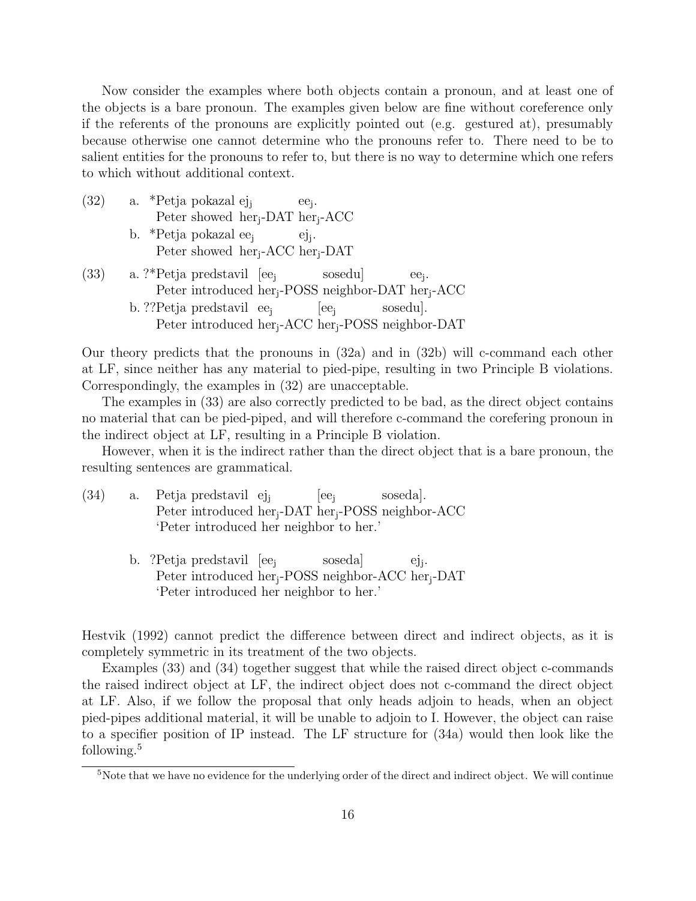Now consider the examples where both objects contain a pronoun, and at least one of the objects is a bare pronoun. The examples given below are fine without coreference only if the referents of the pronouns are explicitly pointed out (e.g. gestured at), presumably because otherwise one cannot determine who the pronouns refer to. There need to be to salient entities for the pronouns to refer to, but there is no way to determine which one refers to which without additional context.

(32) a. *Petja pokazal $ej_j$ $ee_j$.
   Peter showed $her_j$-DAT $her_j$-ACC

 b. *Petja pokazal $ee_j$ $ej_j$.
   Peter showed $her_j$-ACC $her_j$-DAT

(33) a. ?*Petja predstavil [$ee_j$ sosedu] $ee_j$.
   Peter introduced $her_j$-POSS neighbor-DAT $her_j$-ACC

 b. ??Petja predstavil $ee_j$ [$ee_j$ sosedu].
   Peter introduced $her_j$-ACC $her_j$-POSS neighbor-DAT

Our theory predicts that the pronouns in (32a) and in (32b) will c-command each other at LF, since neither has any material to pied-pipe, resulting in two Principle B violations. Correspondingly, the examples in (32) are unacceptable.

The examples in (33) are also correctly predicted to be bad, as the direct object contains no material that can be pied-piped, and will therefore c-command the corefering pronoun in the indirect object at LF, resulting in a Principle B violation.

However, when it is the indirect rather than the direct object that is a bare pronoun, the resulting sentences are grammatical.

(34) a. Petja predstavil $ej_j$ [$ee_j$ soseda].
   Peter introduced $her_j$-DAT $her_j$-POSS neighbor-ACC
   'Peter introduced her neighbor to her.'

 b. ?Petja predstavil [$ee_j$ soseda] $ej_j$.
   Peter introduced $her_j$-POSS neighbor-ACC $her_j$-DAT
   'Peter introduced her neighbor to her.'

Hestvik (1992) cannot predict the difference between direct and indirect objects, as it is completely symmetric in its treatment of the two objects.

Examples (33) and (34) together suggest that while the raised direct object c-commands the raised indirect object at LF, the indirect object does not c-command the direct object at LF. Also, if we follow the proposal that only heads adjoin to heads, when an object pied-pipes additional material, it will be unable to adjoin to I. However, the object can raise to a specifier position of IP instead. The LF structure for (34a) would then look like the following.[5]

[5] Note that we have no evidence for the underlying order of the direct and indirect object. We will continue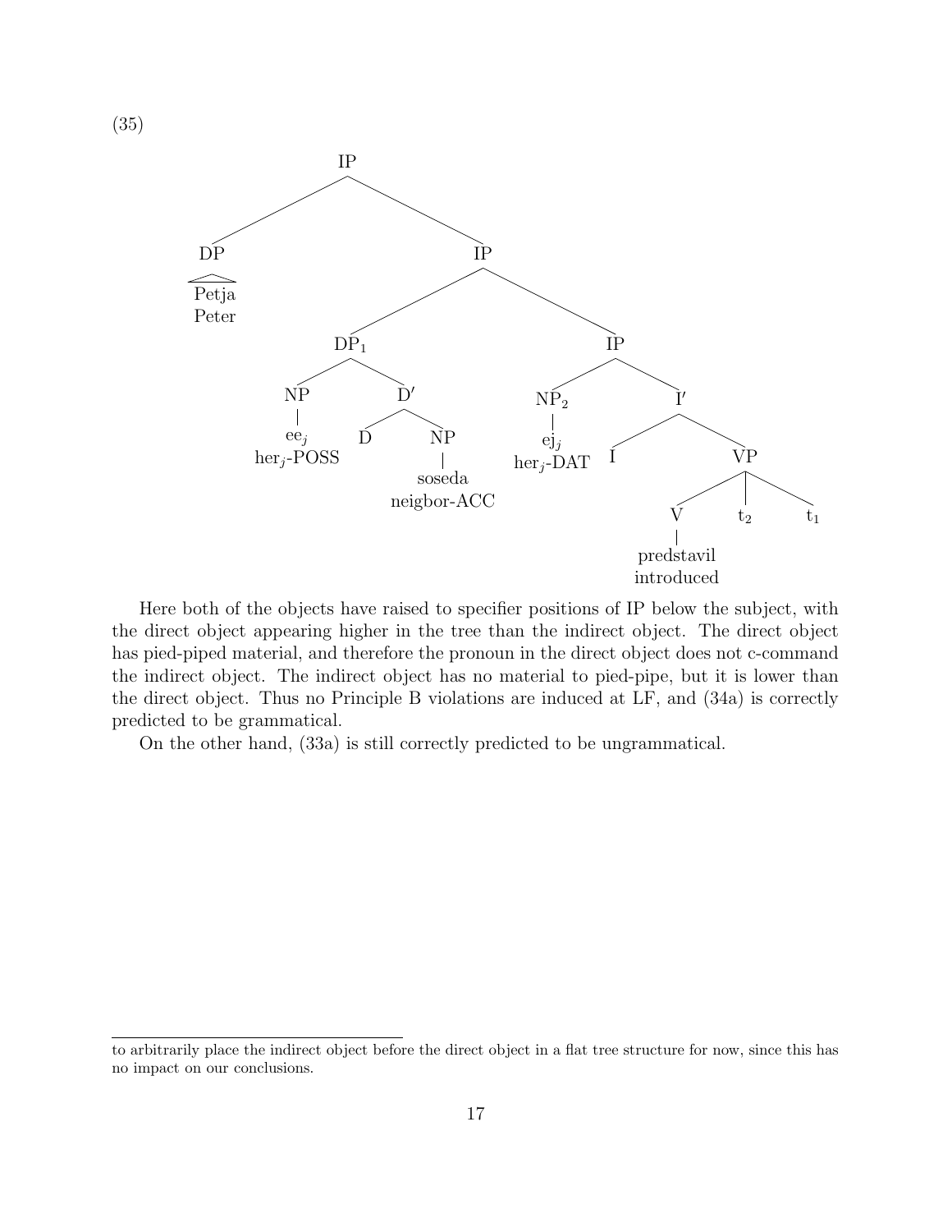(35)

```
IP
├── DP
│   └── Petja
│       Peter
└── IP
    ├── DP₁
    │   ├── NP
    │   │   └── ee_j
    │   │       her_j-POSS
    │   └── D′
    │       ├── D
    │       └── NP
    │           └── soseda
    │               neigbor-ACC
    └── IP
        ├── NP₂
        │   └── ej_j
        │       her_j-DAT
        └── I′
            ├── I
            └── VP
                ├── V
                │   └── predstavil
                │       introduced
                ├── t₂
                └── t₁
```

Here both of the objects have raised to specifier positions of IP below the subject, with the direct object appearing higher in the tree than the indirect object. The direct object has pied-piped material, and therefore the pronoun in the direct object does not c-command the indirect object. The indirect object has no material to pied-pipe, but it is lower than the direct object. Thus no Principle B violations are induced at LF, and (34a) is correctly predicted to be grammatical.

On the other hand, (33a) is still correctly predicted to be ungrammatical.

to arbitrarily place the indirect object before the direct object in a flat tree structure for now, since this has no impact on our conclusions.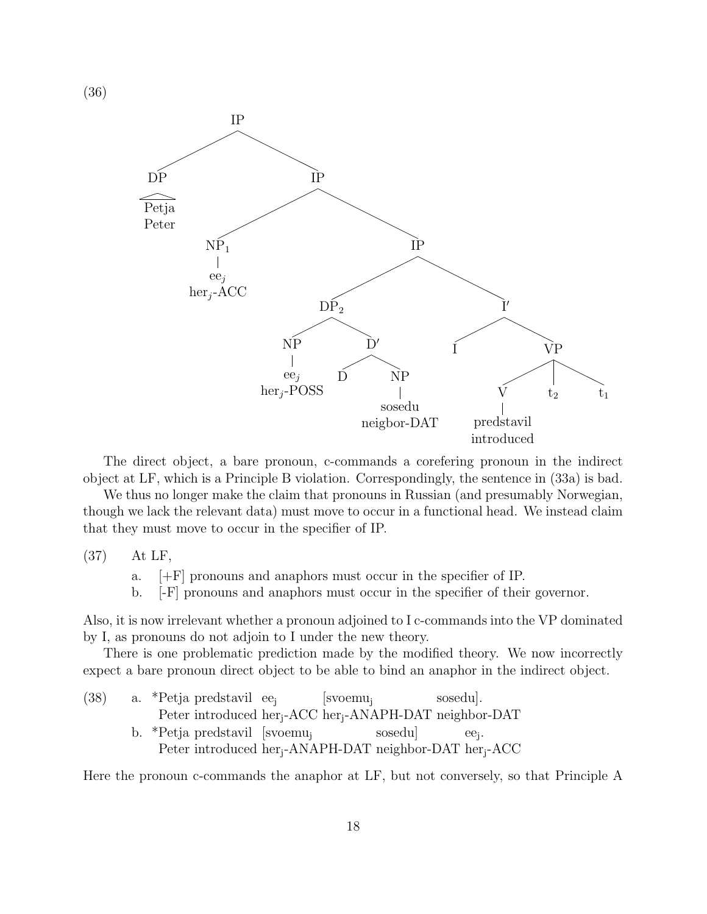(36)

```
IP
├── DP
│   └── Petja
│       Peter
└── IP
    ├── NP_1
    │   └── ee_j
    │       her_j-ACC
    └── IP
        ├── DP_2
        │   ├── NP
        │   │   └── ee_j
        │   │       her_j-POSS
        │   └── D′
        │       ├── D
        │       └── NP
        │           └── sosedu
        │               neigbor-DAT
        └── I′
            ├── I
            └── VP
                ├── V
                │   └── predstavil
                │       introduced
                ├── t_2
                └── t_1
```

The direct object, a bare pronoun, c-commands a corefering pronoun in the indirect object at LF, which is a Principle B violation. Correspondingly, the sentence in (33a) is bad.

We thus no longer make the claim that pronouns in Russian (and presumably Norwegian, though we lack the relevant data) must move to occur in a functional head. We instead claim that they must move to occur in the specifier of IP.

(37) At LF,

  a. [+F] pronouns and anaphors must occur in the specifier of IP.

  b. [-F] pronouns and anaphors must occur in the specifier of their governor.

Also, it is now irrelevant whether a pronoun adjoined to I c-commands into the VP dominated by I, as pronouns do not adjoin to I under the new theory.

There is one problematic prediction made by the modified theory. We now incorrectly expect a bare pronoun direct object to be able to bind an anaphor in the indirect object.

(38)
  a. *Petja predstavil ee$_j$ [svoemu$_j$ sosedu].
     Peter introduced her$_j$-ACC her$_j$-ANAPH-DAT neighbor-DAT

  b. *Petja predstavil [svoemu$_j$ sosedu] ee$_j$.
     Peter introduced her$_j$-ANAPH-DAT neighbor-DAT her$_j$-ACC

Here the pronoun c-commands the anaphor at LF, but not conversely, so that Principle A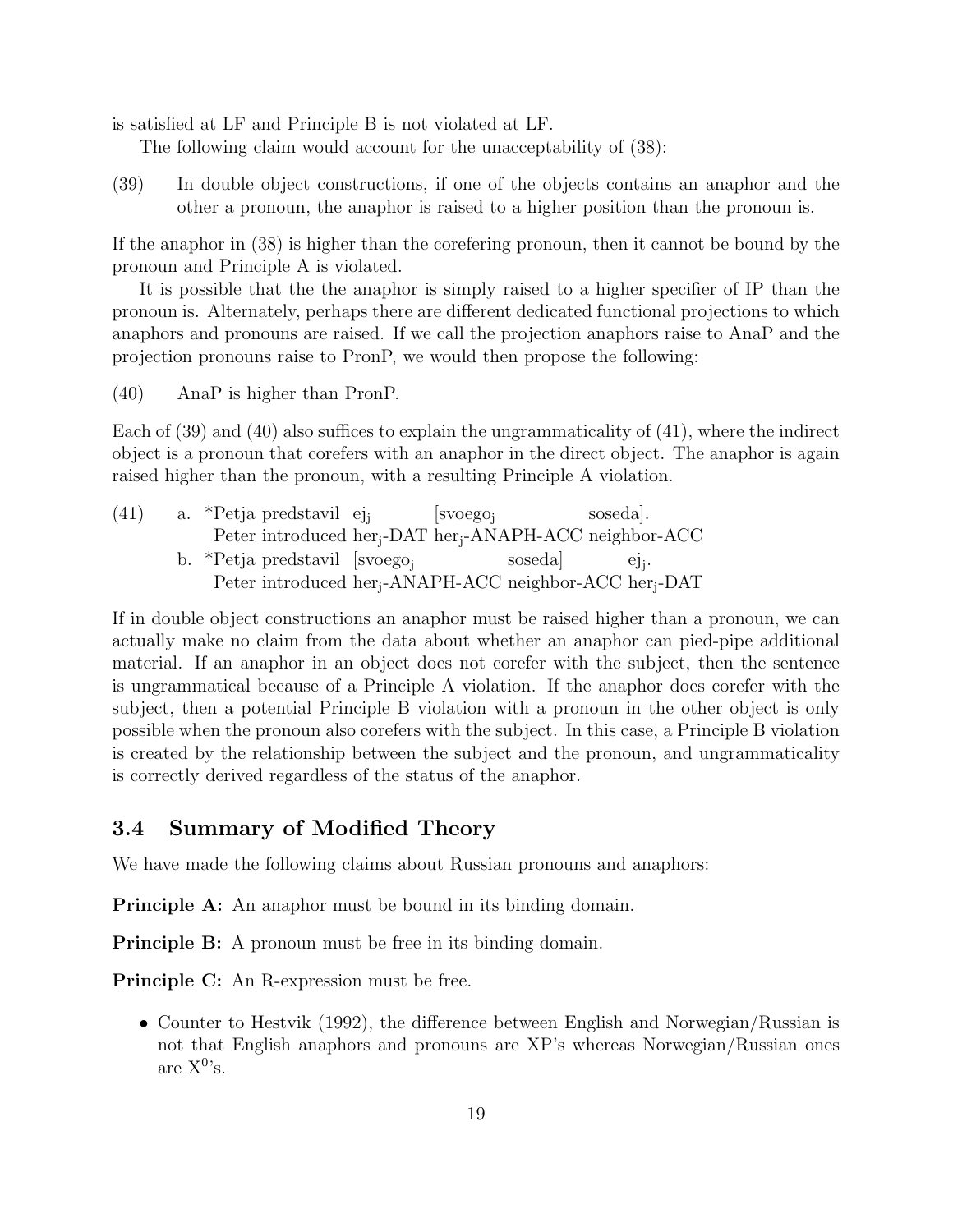is satisfied at LF and Principle B is not violated at LF.

The following claim would account for the unacceptability of (38):

(39) In double object constructions, if one of the objects contains an anaphor and the other a pronoun, the anaphor is raised to a higher position than the pronoun is.

If the anaphor in (38) is higher than the corefering pronoun, then it cannot be bound by the pronoun and Principle A is violated.

It is possible that the the anaphor is simply raised to a higher specifier of IP than the pronoun is. Alternately, perhaps there are different dedicated functional projections to which anaphors and pronouns are raised. If we call the projection anaphors raise to AnaP and the projection pronouns raise to PronP, we would then propose the following:

(40) AnaP is higher than PronP.

Each of (39) and (40) also suffices to explain the ungrammaticality of (41), where the indirect object is a pronoun that corefers with an anaphor in the direct object. The anaphor is again raised higher than the pronoun, with a resulting Principle A violation.

(41) a. *Petja predstavil ej$_j$ [svoego$_j$ soseda].
Peter introduced her$_j$-DAT her$_j$-ANAPH-ACC neighbor-ACC

b. *Petja predstavil [svoego$_j$ soseda] ej$_j$.
Peter introduced her$_j$-ANAPH-ACC neighbor-ACC her$_j$-DAT

If in double object constructions an anaphor must be raised higher than a pronoun, we can actually make no claim from the data about whether an anaphor can pied-pipe additional material. If an anaphor in an object does not corefer with the subject, then the sentence is ungrammatical because of a Principle A violation. If the anaphor does corefer with the subject, then a potential Principle B violation with a pronoun in the other object is only possible when the pronoun also corefers with the subject. In this case, a Principle B violation is created by the relationship between the subject and the pronoun, and ungrammaticality is correctly derived regardless of the status of the anaphor.

## 3.4 Summary of Modified Theory

We have made the following claims about Russian pronouns and anaphors:

**Principle A:** An anaphor must be bound in its binding domain.

**Principle B:** A pronoun must be free in its binding domain.

**Principle C:** An R-expression must be free.

- Counter to Hestvik (1992), the difference between English and Norwegian/Russian is not that English anaphors and pronouns are XP's whereas Norwegian/Russian ones are $X^0$'s.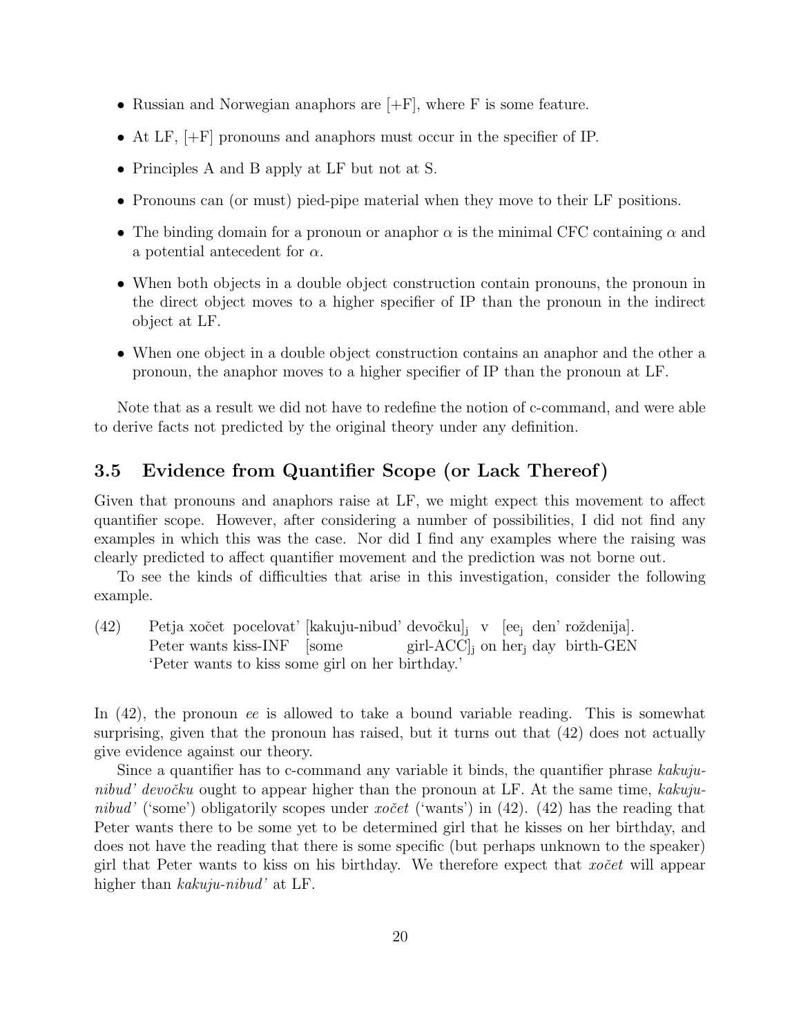- Russian and Norwegian anaphors are [+F], where F is some feature.
- At LF, [+F] pronouns and anaphors must occur in the specifier of IP.
- Principles A and B apply at LF but not at S.
- Pronouns can (or must) pied-pipe material when they move to their LF positions.
- The binding domain for a pronoun or anaphor $\alpha$ is the minimal CFC containing $\alpha$ and a potential antecedent for $\alpha$.
- When both objects in a double object construction contain pronouns, the pronoun in the direct object moves to a higher specifier of IP than the pronoun in the indirect object at LF.
- When one object in a double object construction contains an anaphor and the other a pronoun, the anaphor moves to a higher specifier of IP than the pronoun at LF.

Note that as a result we did not have to redefine the notion of c-command, and were able to derive facts not predicted by the original theory under any definition.

## 3.5 Evidence from Quantifier Scope (or Lack Thereof)

Given that pronouns and anaphors raise at LF, we might expect this movement to affect quantifier scope. However, after considering a number of possibilities, I did not find any examples in which this was the case. Nor did I find any examples where the raising was clearly predicted to affect quantifier movement and the prediction was not borne out.

To see the kinds of difficulties that arise in this investigation, consider the following example.

(42) Petja xočet pocelovat' [kakuju-nibud' devočku]$_j$ v [ee$_j$ den' roždenija].
Peter wants kiss-INF [some girl-ACC]$_j$ on her$_j$ day birth-GEN
'Peter wants to kiss some girl on her birthday.'

In (42), the pronoun *ee* is allowed to take a bound variable reading. This is somewhat surprising, given that the pronoun has raised, but it turns out that (42) does not actually give evidence against our theory.

Since a quantifier has to c-command any variable it binds, the quantifier phrase *kakuju-nibud' devočku* ought to appear higher than the pronoun at LF. At the same time, *kakuju-nibud'* ('some') obligatorily scopes under *xočet* ('wants') in (42). (42) has the reading that Peter wants there to be some yet to be determined girl that he kisses on her birthday, and does not have the reading that there is some specific (but perhaps unknown to the speaker) girl that Peter wants to kiss on his birthday. We therefore expect that *xočet* will appear higher than *kakuju-nibud'* at LF.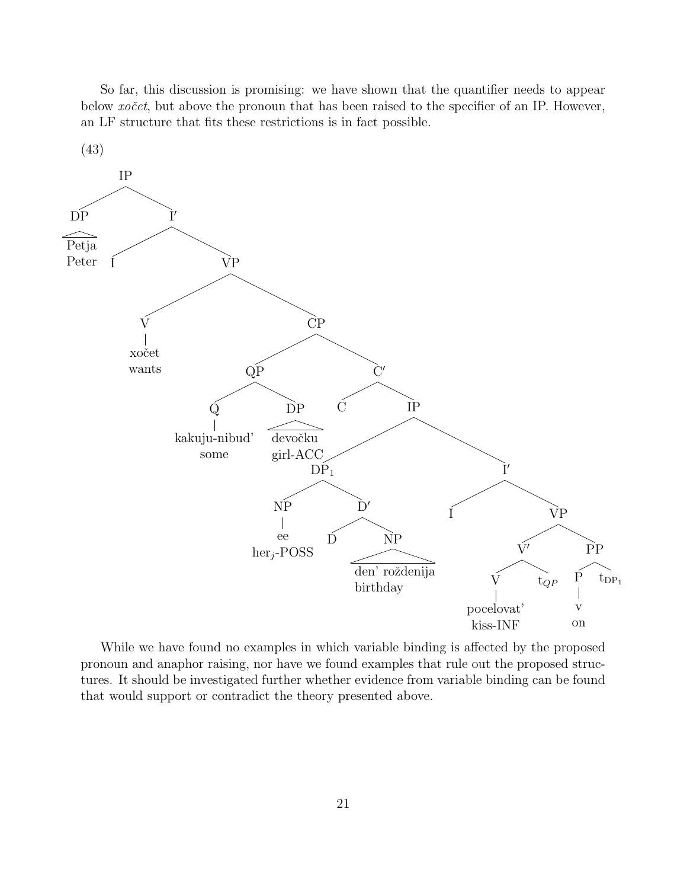So far, this discussion is promising: we have shown that the quantifier needs to appear below *xočet*, but above the pronoun that has been raised to the specifier of an IP. However, an LF structure that fits these restrictions is in fact possible.

(43)

```
[IP [DP Petja 'Peter']
    [I' I
        [VP [V xočet 'wants']
            [CP [QP [Q kakuju-nibud' 'some'] [DP devočku 'girl-ACC']]
                [C' C
                    [IP [DP1 [NP ee 'her_j-POSS'] [D' D [NP den' roždenija 'birthday']]]
                        [I' I
                            [VP [V' [V pocelovat' 'kiss-INF'] t_QP]
                                [PP [P v 'on'] t_DP1]]]]]]]]]
```

While we have found no examples in which variable binding is affected by the proposed pronoun and anaphor raising, nor have we found examples that rule out the proposed structures. It should be investigated further whether evidence from variable binding can be found that would support or contradict the theory presented above.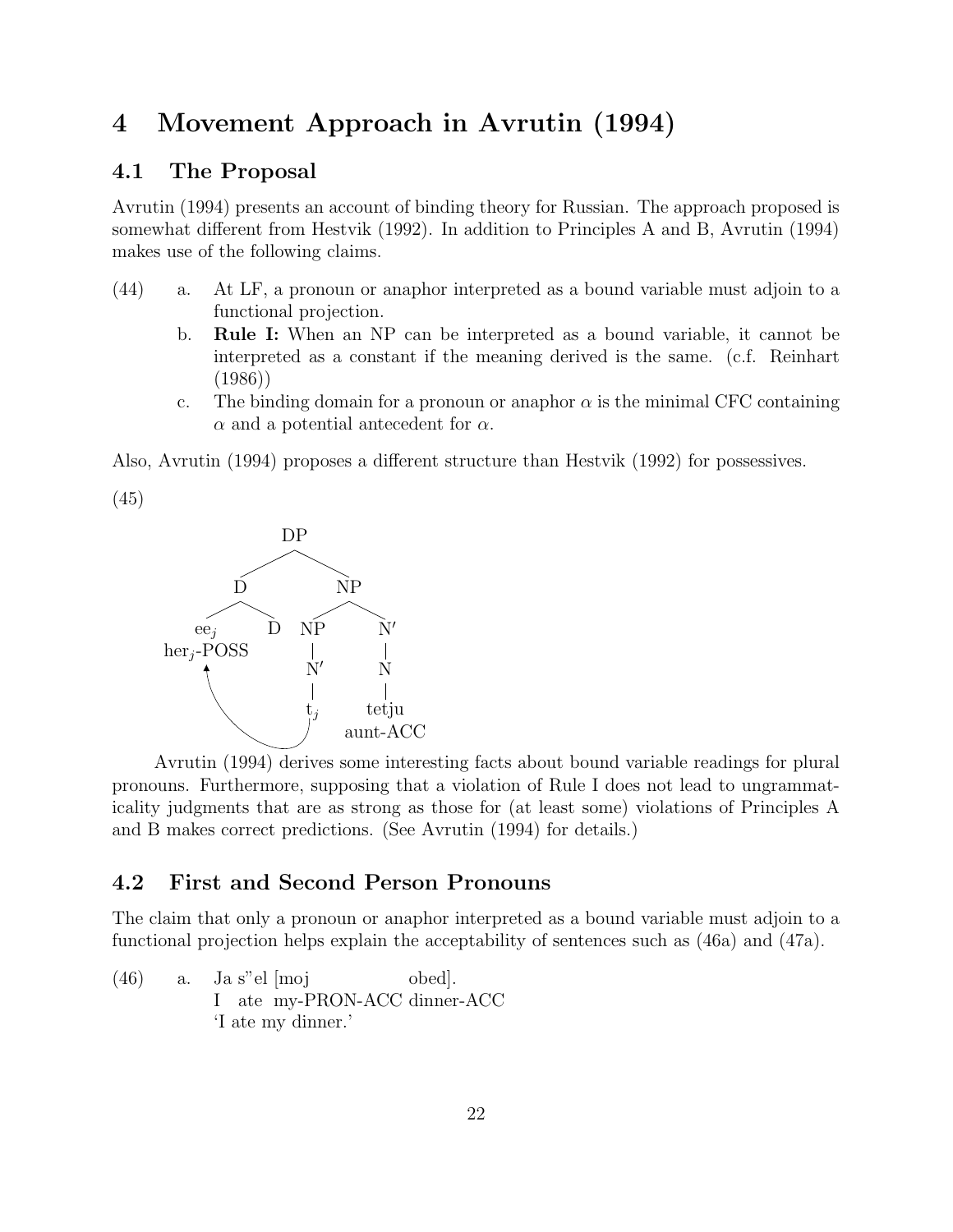# 4 Movement Approach in Avrutin (1994)

## 4.1 The Proposal

Avrutin (1994) presents an account of binding theory for Russian. The approach proposed is somewhat different from Hestvik (1992). In addition to Principles A and B, Avrutin (1994) makes use of the following claims.

(44)
  a. At LF, a pronoun or anaphor interpreted as a bound variable must adjoin to a functional projection.
  b. **Rule I:** When an NP can be interpreted as a bound variable, it cannot be interpreted as a constant if the meaning derived is the same. (c.f. Reinhart (1986))
  c. The binding domain for a pronoun or anaphor $\alpha$ is the minimal CFC containing $\alpha$ and a potential antecedent for $\alpha$.

Also, Avrutin (1994) proposes a different structure than Hestvik (1992) for possessives.

(45)

```
                DP
              /    \
             D      NP
            / \    /   \
         ee_j  D  NP    N'
   her_j-POSS     |     |
        ^         N'    N
        |         |     |
        +-------- t_j   tetju
                        aunt-ACC
```

Avrutin (1994) derives some interesting facts about bound variable readings for plural pronouns. Furthermore, supposing that a violation of Rule I does not lead to ungrammaticality judgments that are as strong as those for (at least some) violations of Principles A and B makes correct predictions. (See Avrutin (1994) for details.)

## 4.2 First and Second Person Pronouns

The claim that only a pronoun or anaphor interpreted as a bound variable must adjoin to a functional projection helps explain the acceptability of sentences such as (46a) and (47a).

(46)
  a. Ja s"el [moj obed].
     I ate my-PRON-ACC dinner-ACC
     'I ate my dinner.'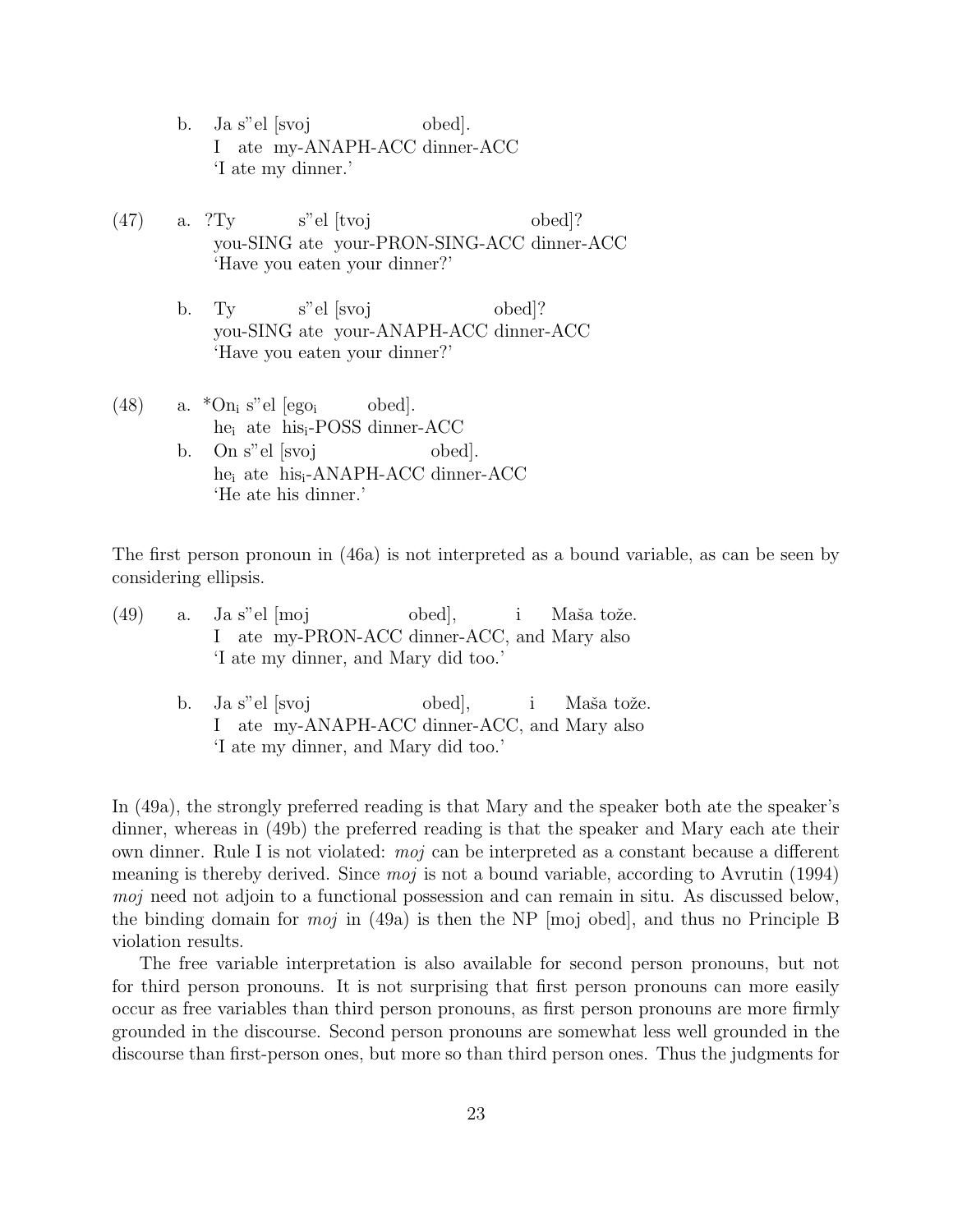b. Ja s"el [svoj obed].
   I ate my-ANAPH-ACC dinner-ACC
   'I ate my dinner.'

(47) a. ?Ty s"el [tvoj obed]?
   you-SING ate your-PRON-SING-ACC dinner-ACC
   'Have you eaten your dinner?'

b. Ty s"el [svoj obed]?
   you-SING ate your-ANAPH-ACC dinner-ACC
   'Have you eaten your dinner?'

(48) a. *On$_i$ s"el [ego$_i$ obed].
   he$_i$ ate his$_i$-POSS dinner-ACC

b. On s"el [svoj obed].
   he$_i$ ate his$_i$-ANAPH-ACC dinner-ACC
   'He ate his dinner.'

The first person pronoun in (46a) is not interpreted as a bound variable, as can be seen by considering ellipsis.

(49) a. Ja s"el [moj obed], i Maša tože.
   I ate my-PRON-ACC dinner-ACC, and Mary also
   'I ate my dinner, and Mary did too.'

b. Ja s"el [svoj obed], i Maša tože.
   I ate my-ANAPH-ACC dinner-ACC, and Mary also
   'I ate my dinner, and Mary did too.'

In (49a), the strongly preferred reading is that Mary and the speaker both ate the speaker's dinner, whereas in (49b) the preferred reading is that the speaker and Mary each ate their own dinner. Rule I is not violated: *moj* can be interpreted as a constant because a different meaning is thereby derived. Since *moj* is not a bound variable, according to Avrutin (1994) *moj* need not adjoin to a functional possession and can remain in situ. As discussed below, the binding domain for *moj* in (49a) is then the NP [moj obed], and thus no Principle B violation results.

The free variable interpretation is also available for second person pronouns, but not for third person pronouns. It is not surprising that first person pronouns can more easily occur as free variables than third person pronouns, as first person pronouns are more firmly grounded in the discourse. Second person pronouns are somewhat less well grounded in the discourse than first-person ones, but more so than third person ones. Thus the judgments for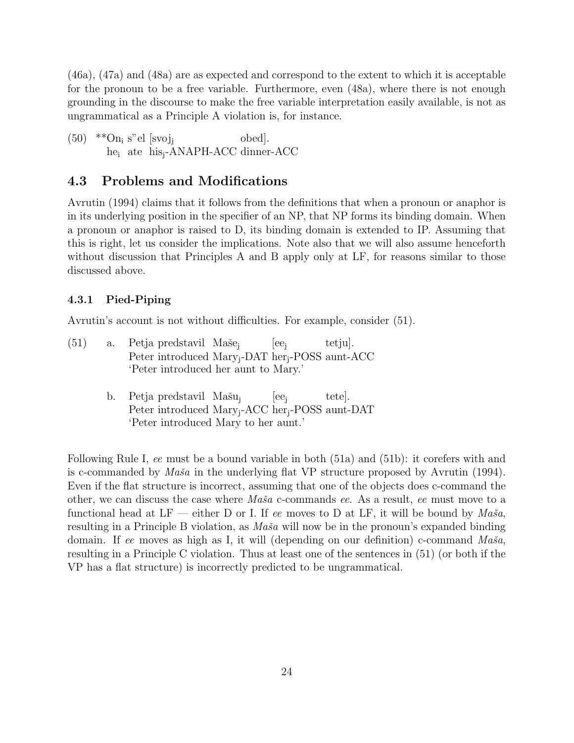(46a), (47a) and (48a) are as expected and correspond to the extent to which it is acceptable for the pronoun to be a free variable. Furthermore, even (48a), where there is not enough grounding in the discourse to make the free variable interpretation easily available, is not as ungrammatical as a Principle A violation is, for instance.

(50) **On$_i$ s"el [svoj$_j$ obed].
he$_i$ ate his$_j$-ANAPH-ACC dinner-ACC

## 4.3 Problems and Modifications

Avrutin (1994) claims that it follows from the definitions that when a pronoun or anaphor is in its underlying position in the specifier of an NP, that NP forms its binding domain. When a pronoun or anaphor is raised to D, its binding domain is extended to IP. Assuming that this is right, let us consider the implications. Note also that we will also assume henceforth without discussion that Principles A and B apply only at LF, for reasons similar to those discussed above.

### 4.3.1 Pied-Piping

Avrutin's account is not without difficulties. For example, consider (51).

(51) a. Petja predstavil Maše$_j$ [ee$_j$ tetju].
Peter introduced Mary$_j$-DAT her$_j$-POSS aunt-ACC
'Peter introduced her aunt to Mary.'

b. Petja predstavil Mašu$_j$ [ee$_j$ tete].
Peter introduced Mary$_j$-ACC her$_j$-POSS aunt-DAT
'Peter introduced Mary to her aunt.'

Following Rule I, *ee* must be a bound variable in both (51a) and (51b): it corefers with and is c-commanded by *Maša* in the underlying flat VP structure proposed by Avrutin (1994). Even if the flat structure is incorrect, assuming that one of the objects does c-command the other, we can discuss the case where *Maša* c-commands *ee*. As a result, *ee* must move to a functional head at LF — either D or I. If *ee* moves to D at LF, it will be bound by *Maša*, resulting in a Principle B violation, as *Maša* will now be in the pronoun's expanded binding domain. If *ee* moves as high as I, it will (depending on our definition) c-command *Maša*, resulting in a Principle C violation. Thus at least one of the sentences in (51) (or both if the VP has a flat structure) is incorrectly predicted to be ungrammatical.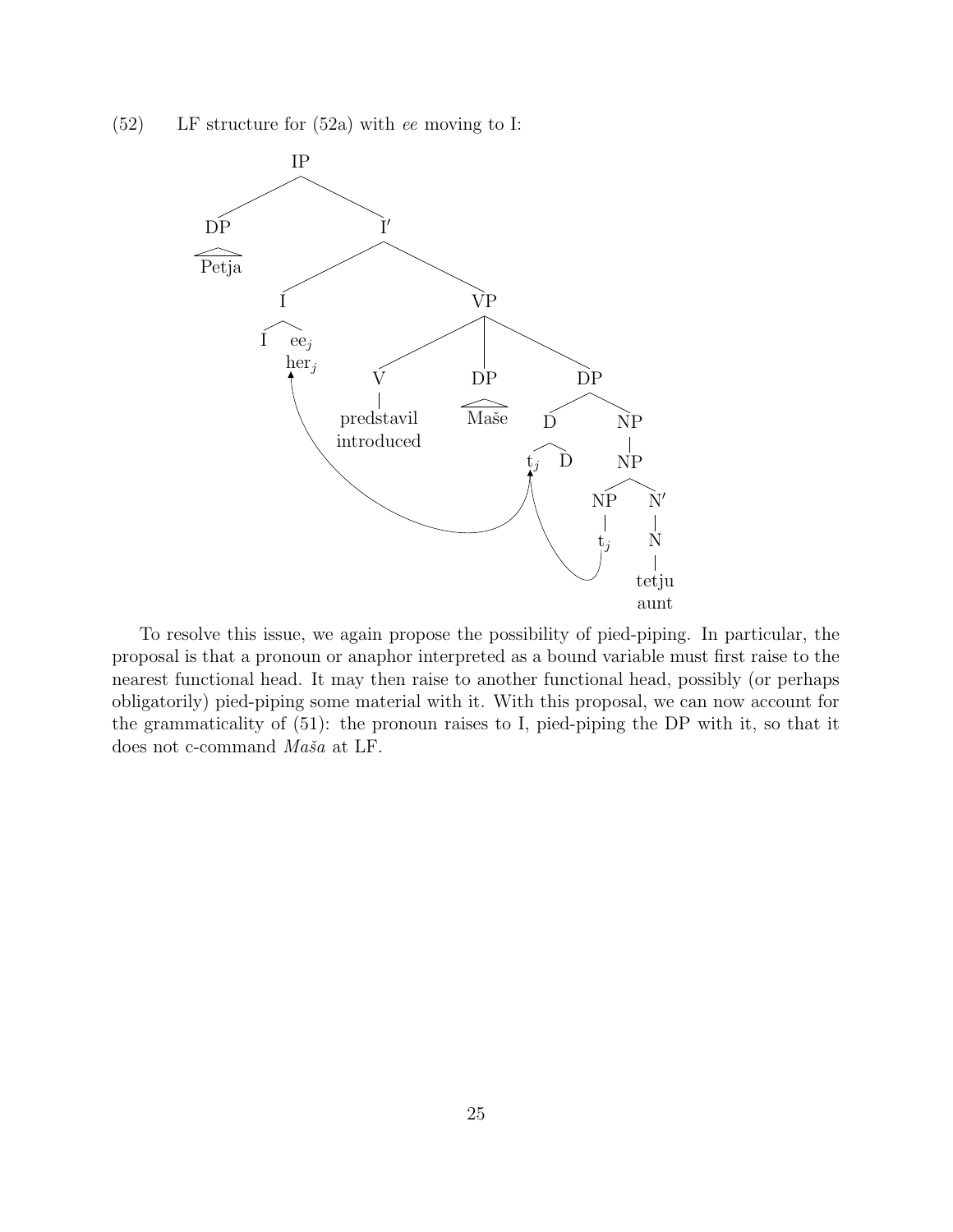(52) LF structure for (52a) with *ee* moving to I:

```
[IP [DP Petja]
    [I′ [I I [ee_j / her_j]]
        [VP [V predstavil / introduced]
            [DP Maše]
            [DP [D t_j D]
                [NP [NP [NP t_j] [N′ [N tetju / aunt]]]]]]]]
```

To resolve this issue, we again propose the possibility of pied-piping. In particular, the proposal is that a pronoun or anaphor interpreted as a bound variable must first raise to the nearest functional head. It may then raise to another functional head, possibly (or perhaps obligatorily) pied-piping some material with it. With this proposal, we can now account for the grammaticality of (51): the pronoun raises to I, pied-piping the DP with it, so that it does not c-command *Maša* at LF.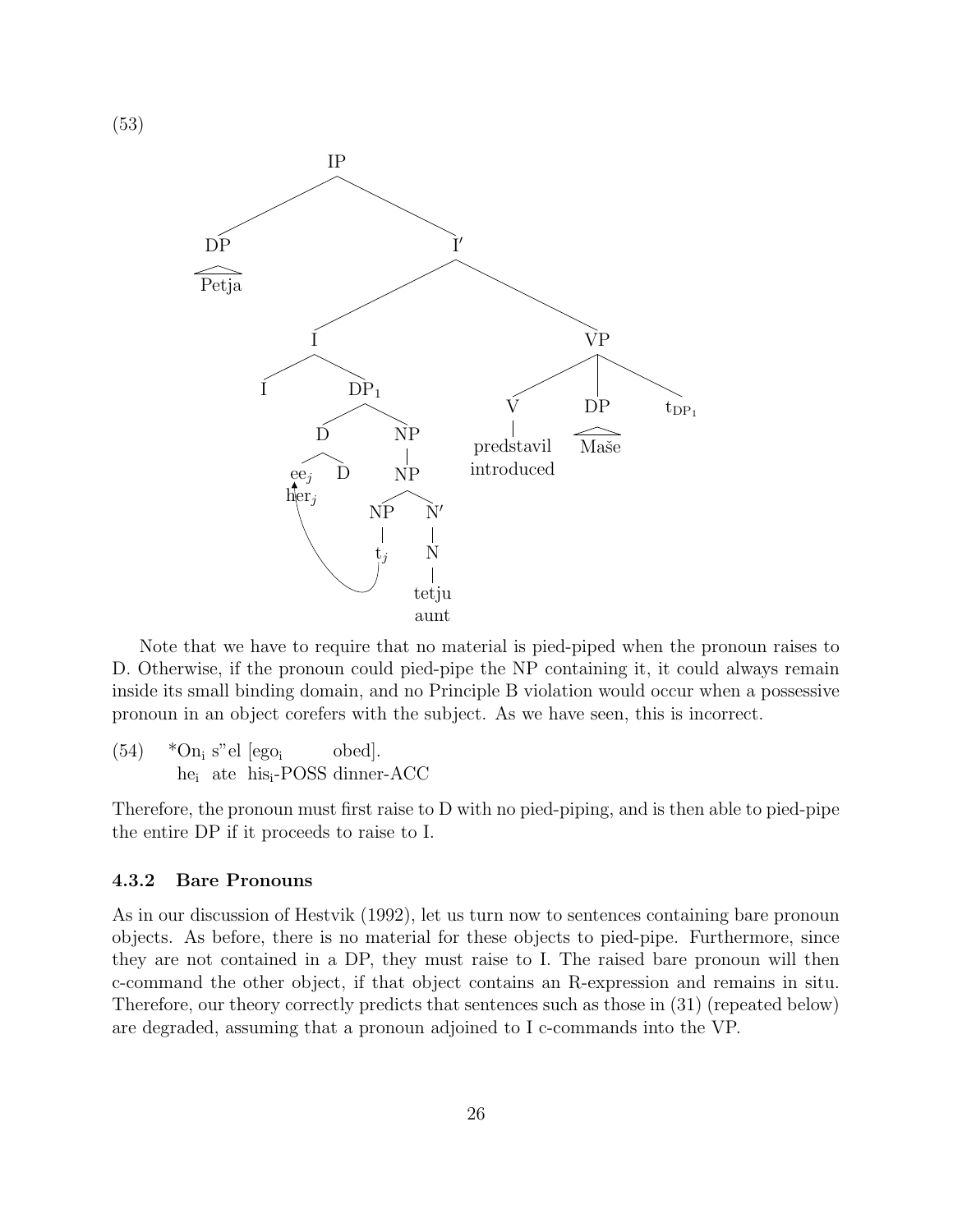(53)

```
IP
├── DP
│   └── Petja (triangle)
└── I′
    ├── I
    │   ├── I
    │   └── DP1
    │       ├── D
    │       │   ├── eej / herj
    │       │   └── D
    │       └── NP
    │           └── NP
    │               ├── NP
    │               │   └── tj
    │               └── N′
    │                   └── N
    │                       └── tetju / aunt
    └── VP
        ├── V
        │   └── predstavil / introduced
        ├── DP
        │   └── Maše (triangle)
        └── tDP1
```

Note that we have to require that no material is pied-piped when the pronoun raises to D. Otherwise, if the pronoun could pied-pipe the NP containing it, it could always remain inside its small binding domain, and no Principle B violation would occur when a possessive pronoun in an object corefers with the subject. As we have seen, this is incorrect.

(54) *On$_i$ s"el [ego$_i$ obed].
he$_i$ ate his$_i$-POSS dinner-ACC

Therefore, the pronoun must first raise to D with no pied-piping, and is then able to pied-pipe the entire DP if it proceeds to raise to I.

### 4.3.2 Bare Pronouns

As in our discussion of Hestvik (1992), let us turn now to sentences containing bare pronoun objects. As before, there is no material for these objects to pied-pipe. Furthermore, since they are not contained in a DP, they must raise to I. The raised bare pronoun will then c-command the other object, if that object contains an R-expression and remains in situ. Therefore, our theory correctly predicts that sentences such as those in (31) (repeated below) are degraded, assuming that a pronoun adjoined to I c-commands into the VP.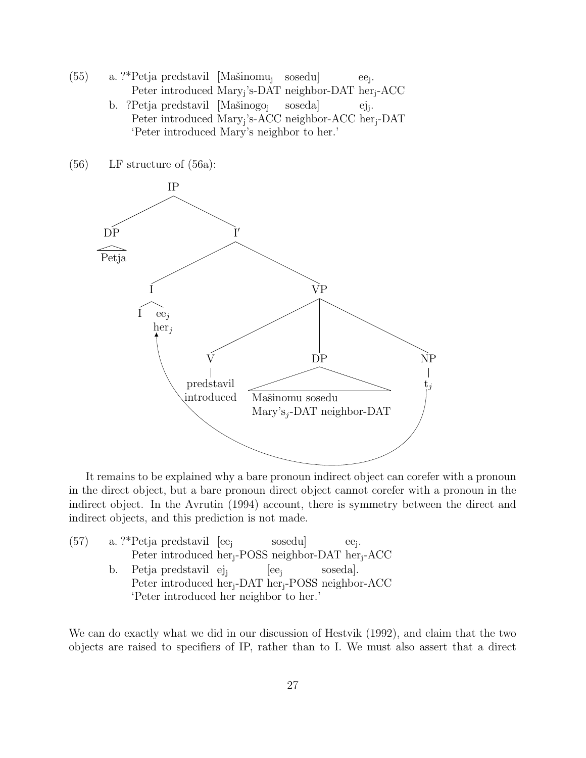(55) a. ?*Petja predstavil [Mašinomu$_j$ sosedu] ee$_j$.
Peter introduced Mary$_j$'s-DAT neighbor-DAT her$_j$-ACC

b. ?Petja predstavil [Mašinogo$_j$ soseda] ej$_j$.
Peter introduced Mary$_j$'s-ACC neighbor-ACC her$_j$-DAT
'Peter introduced Mary's neighbor to her.'

(56) LF structure of (56a):

```
[IP [DP Petja] [I′ [I I ee_j/her_j] [VP [V predstavil/introduced] [DP Mašinomu sosedu / Mary's_j-DAT neighbor-DAT] [NP t_j]]]]
```

(arrow from t$_j$ to her$_j$)

It remains to be explained why a bare pronoun indirect object can corefer with a pronoun in the direct object, but a bare pronoun direct object cannot corefer with a pronoun in the indirect object. In the Avrutin (1994) account, there is symmetry between the direct and indirect objects, and this prediction is not made.

(57) a. ?*Petja predstavil [ee$_j$ sosedu] ee$_j$.
Peter introduced her$_j$-POSS neighbor-DAT her$_j$-ACC

b. Petja predstavil ej$_j$ [ee$_j$ soseda].
Peter introduced her$_j$-DAT her$_j$-POSS neighbor-ACC
'Peter introduced her neighbor to her.'

We can do exactly what we did in our discussion of Hestvik (1992), and claim that the two objects are raised to specifiers of IP, rather than to I. We must also assert that a direct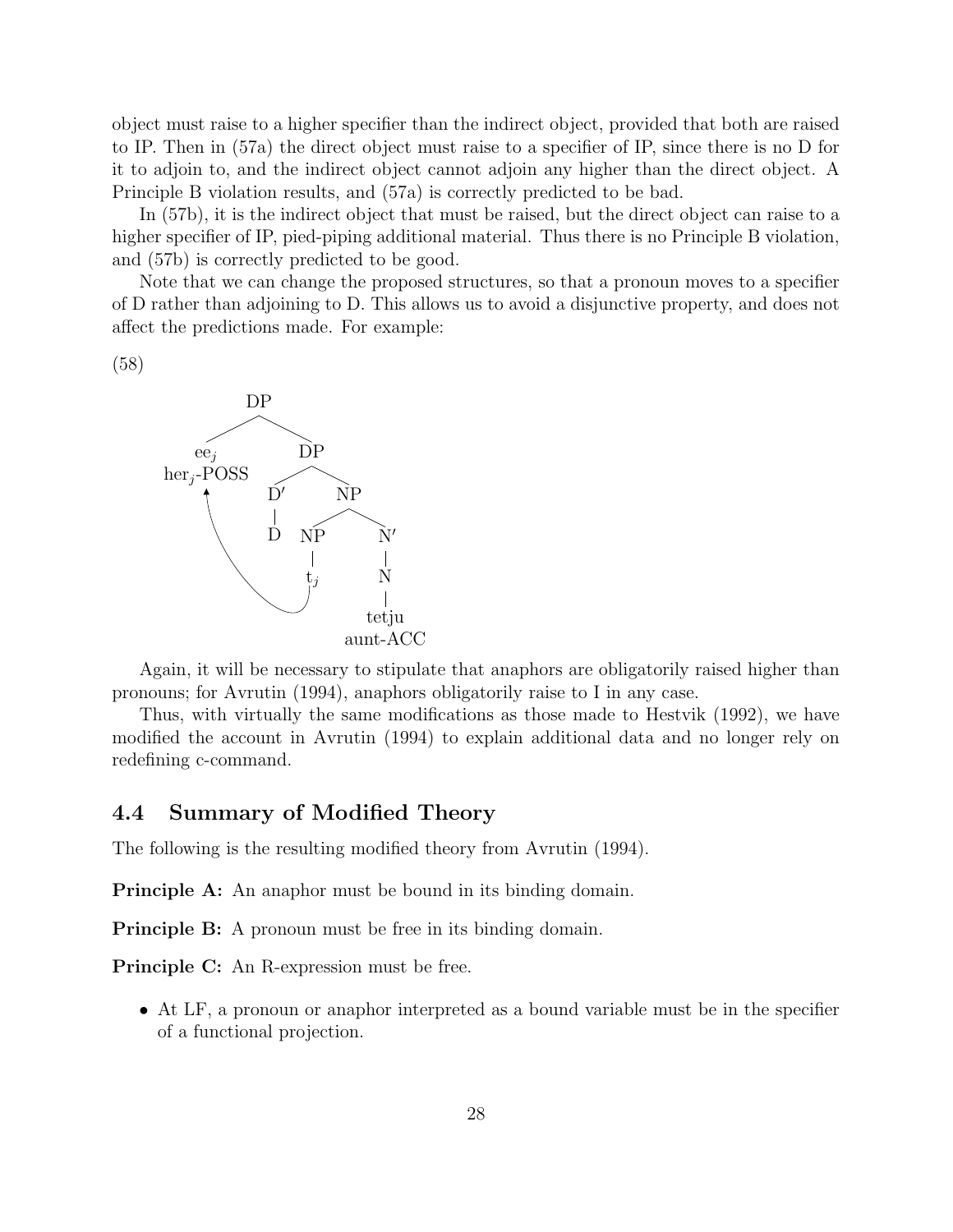object must raise to a higher specifier than the indirect object, provided that both are raised to IP. Then in (57a) the direct object must raise to a specifier of IP, since there is no D for it to adjoin to, and the indirect object cannot adjoin any higher than the direct object. A Principle B violation results, and (57a) is correctly predicted to be bad.

In (57b), it is the indirect object that must be raised, but the direct object can raise to a higher specifier of IP, pied-piping additional material. Thus there is no Principle B violation, and (57b) is correctly predicted to be good.

Note that we can change the proposed structures, so that a pronoun moves to a specifier of D rather than adjoining to D. This allows us to avoid a disjunctive property, and does not affect the predictions made. For example:

(58)

```
DP
├── ee_j  her_j-POSS   ←──────────┐
└── DP                            │
    ├── D′                        │
    │   └── D                     │
    └── NP                        │
        ├── NP                    │
        │   └── t_j  ─────────────┘
        └── N′
            └── N
                └── tetju
                    aunt-ACC
```

Again, it will be necessary to stipulate that anaphors are obligatorily raised higher than pronouns; for Avrutin (1994), anaphors obligatorily raise to I in any case.

Thus, with virtually the same modifications as those made to Hestvik (1992), we have modified the account in Avrutin (1994) to explain additional data and no longer rely on redefining c-command.

## 4.4 Summary of Modified Theory

The following is the resulting modified theory from Avrutin (1994).

**Principle A:** An anaphor must be bound in its binding domain.

**Principle B:** A pronoun must be free in its binding domain.

**Principle C:** An R-expression must be free.

- At LF, a pronoun or anaphor interpreted as a bound variable must be in the specifier of a functional projection.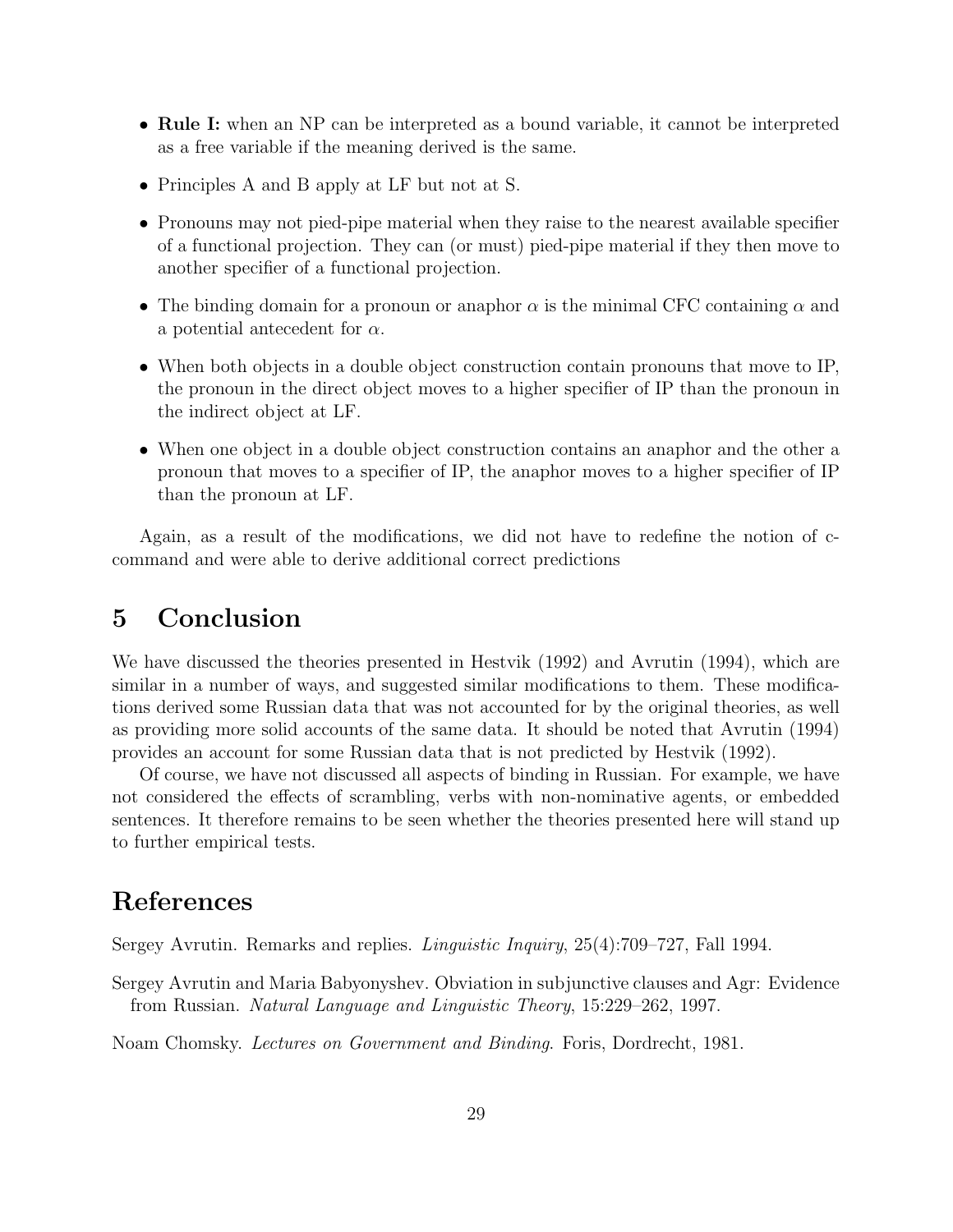- **Rule I:** when an NP can be interpreted as a bound variable, it cannot be interpreted as a free variable if the meaning derived is the same.
- Principles A and B apply at LF but not at S.
- Pronouns may not pied-pipe material when they raise to the nearest available specifier of a functional projection. They can (or must) pied-pipe material if they then move to another specifier of a functional projection.
- The binding domain for a pronoun or anaphor $\alpha$ is the minimal CFC containing $\alpha$ and a potential antecedent for $\alpha$.
- When both objects in a double object construction contain pronouns that move to IP, the pronoun in the direct object moves to a higher specifier of IP than the pronoun in the indirect object at LF.
- When one object in a double object construction contains an anaphor and the other a pronoun that moves to a specifier of IP, the anaphor moves to a higher specifier of IP than the pronoun at LF.

Again, as a result of the modifications, we did not have to redefine the notion of c-command and were able to derive additional correct predictions

# 5 Conclusion

We have discussed the theories presented in Hestvik (1992) and Avrutin (1994), which are similar in a number of ways, and suggested similar modifications to them. These modifications derived some Russian data that was not accounted for by the original theories, as well as providing more solid accounts of the same data. It should be noted that Avrutin (1994) provides an account for some Russian data that is not predicted by Hestvik (1992).

Of course, we have not discussed all aspects of binding in Russian. For example, we have not considered the effects of scrambling, verbs with non-nominative agents, or embedded sentences. It therefore remains to be seen whether the theories presented here will stand up to further empirical tests.

# References

Sergey Avrutin. Remarks and replies. *Linguistic Inquiry*, 25(4):709–727, Fall 1994.

Sergey Avrutin and Maria Babyonyshev. Obviation in subjunctive clauses and Agr: Evidence from Russian. *Natural Language and Linguistic Theory*, 15:229–262, 1997.

Noam Chomsky. *Lectures on Government and Binding*. Foris, Dordrecht, 1981.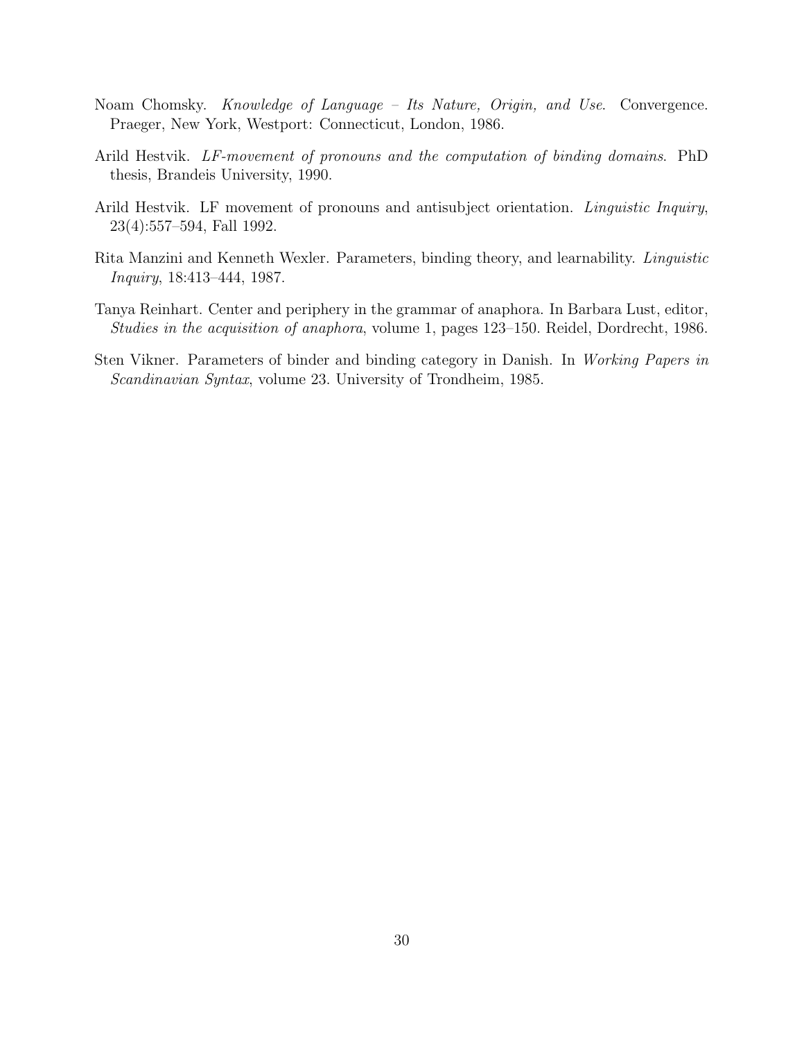Noam Chomsky. *Knowledge of Language – Its Nature, Origin, and Use*. Convergence. Praeger, New York, Westport: Connecticut, London, 1986.

Arild Hestvik. *LF-movement of pronouns and the computation of binding domains*. PhD thesis, Brandeis University, 1990.

Arild Hestvik. LF movement of pronouns and antisubject orientation. *Linguistic Inquiry*, 23(4):557–594, Fall 1992.

Rita Manzini and Kenneth Wexler. Parameters, binding theory, and learnability. *Linguistic Inquiry*, 18:413–444, 1987.

Tanya Reinhart. Center and periphery in the grammar of anaphora. In Barbara Lust, editor, *Studies in the acquisition of anaphora*, volume 1, pages 123–150. Reidel, Dordrecht, 1986.

Sten Vikner. Parameters of binder and binding category in Danish. In *Working Papers in Scandinavian Syntax*, volume 23. University of Trondheim, 1985.